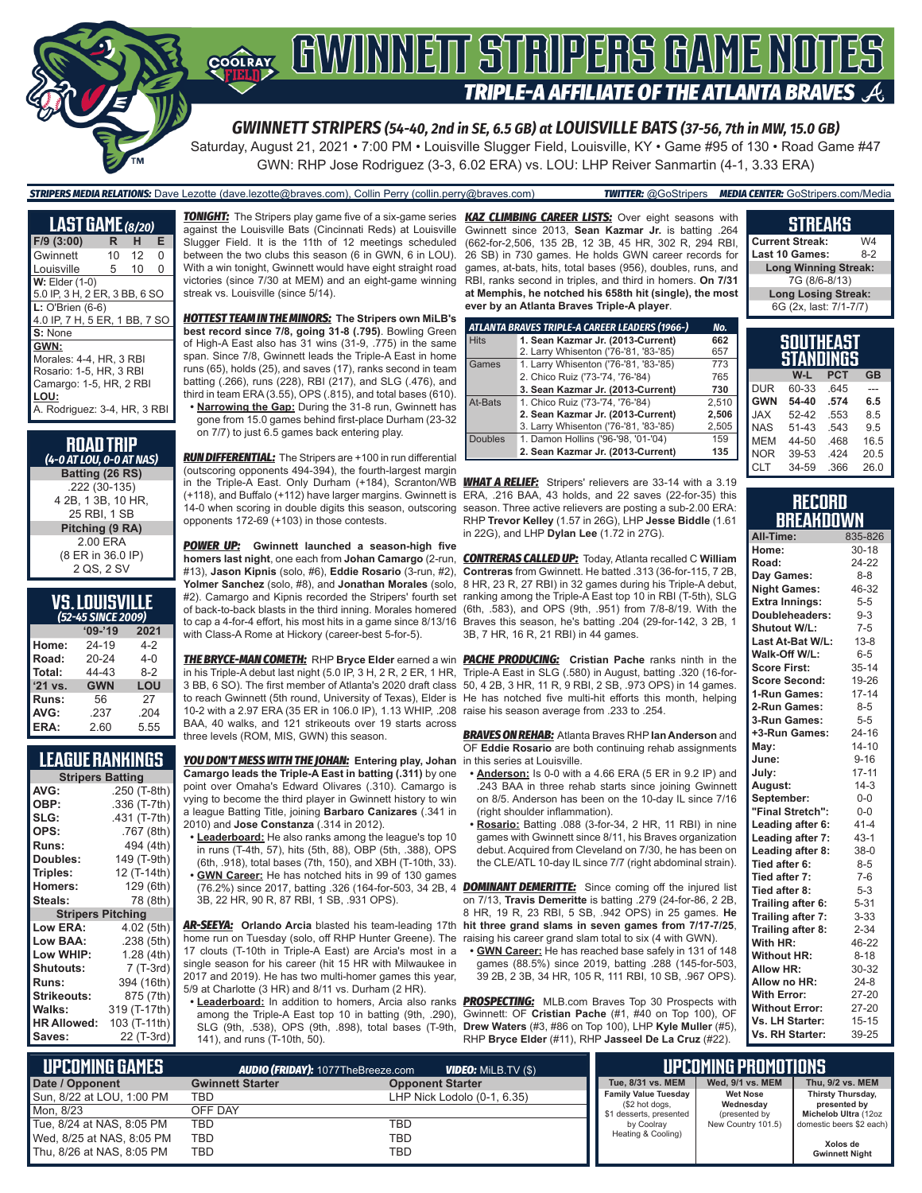# GWINNETT STRIPERS GAME NOTES

## TRIPLE-A AFFILIATE OF THE ATLANTA BRAVES

### GWINNETT STRIPERS (54-40, 2nd in SE, 6.5 GB) at LOUISVILLE BATS (37-56, 7th in MW, 15.0 GB)

Saturday, August 21, 2021 • 7:00 PM • Louisville Slugger Field, Louisville, KY • Game #95 of 130 • Road Game #47

GWN: RHP Jose Rodriguez (3-3, 6.02 ERA) vs. LOU: LHP Reiver Sanmartin (4-1, 3.33 ERA)

**STRIPERS MEDIA RELATIONS:** Dave Lezotte (dave.lezotte@braves.com), Collin Perry (collin.perry@braves.com) **TWITTER:** @GoStripers **MEDIA CENTER:** GoStripers.com/Media

## LAST GAME (8/20)

| F/9 (3:00) | R | H | E |
|---|---|---|---|
| Gwinnett | 10 | 12 | 0 |
| Louisville | 5 | 10 | 0 |

**W:** Elder (1-0)
5.0 IP, 3 H, 2 ER, 3 BB, 6 SO

**L:** O'Brien (6-6)
4.0 IP, 7 H, 5 ER, 1 BB, 7 SO

**S:** None

**GWN:**
Morales: 4-4, HR, 3 RBI
Rosario: 1-5, HR, 3 RBI
Camargo: 1-5, HR, 2 RBI

**LOU:**
A. Rodriguez: 3-4, HR, 3 RBI

## ROAD TRIP
*(4-0 AT LOU, 0-0 AT NAS)*

**Batting (26 RS)**
.222 (30-135)
4 2B, 1 3B, 10 HR,
25 RBI, 1 SB

**Pitching (9 RA)**
2.00 ERA
(8 ER in 36.0 IP)
2 QS, 2 SV

## VS. LOUISVILLE
*(52-45 SINCE 2009)*

| | '09-'19 | 2021 |
|---|---|---|
| Home: | 24-19 | 4-2 |
| Road: | 20-24 | 4-0 |
| Total: | 44-43 | 8-2 |
| '21 vs. | GWN | LOU |
| Runs: | 56 | 27 |
| AVG: | .237 | .204 |
| ERA: | 2.60 | 5.55 |

## LEAGUE RANKINGS

| Stripers Batting | |
|---|---|
| AVG: | .250 (T-8th) |
| OBP: | .336 (T-7th) |
| SLG: | .431 (T-7th) |
| OPS: | .767 (8th) |
| Runs: | 494 (4th) |
| Doubles: | 149 (T-9th) |
| Triples: | 12 (T-14th) |
| Homers: | 129 (6th) |
| Steals: | 78 (8th) |

| Stripers Pitching | |
|---|---|
| Low ERA: | 4.02 (5th) |
| Low BAA: | .238 (5th) |
| Low WHIP: | 1.28 (4th) |
| Shutouts: | 7 (T-3rd) |
| Runs: | 394 (16th) |
| Strikeouts: | 875 (7th) |
| Walks: | 319 (T-17th) |
| HR Allowed: | 103 (T-11th) |
| Saves: | 22 (T-3rd) |

***TONIGHT:*** The Stripers play game five of a six-game series against the Louisville Bats (Cincinnati Reds) at Louisville Slugger Field. It is the 11th of 12 meetings scheduled between the two clubs this season (6 in GWN, 6 in LOU). With a win tonight, Gwinnett would have eight straight road victories (since 7/30 at MEM) and an eight-game winning streak vs. Louisville (since 5/14).

***HOTTEST TEAM IN THE MINORS:*** **The Stripers own MiLB's best record since 7/8, going 31-8 (.795)**. Bowling Green of High-A East also has 31 wins (31-9, .775) in the same span. Since 7/8, Gwinnett leads the Triple-A East in home runs (65), holds (25), and saves (17), ranks second in team batting (.266), runs (228), RBI (217), and SLG (.476), and third in team ERA (3.55), OPS (.815), and total bases (610).

- **Narrowing the Gap:** During the 31-8 run, Gwinnett has gone from 15.0 games behind first-place Durham (23-32 on 7/7) to just 6.5 games back entering play.

***RUN DIFFERENTIAL:*** The Stripers are +100 in run differential (outscoring opponents 494-394), the fourth-largest margin in the Triple-A East. Only Durham (+184), Scranton/WB (+118), and Buffalo (+112) have larger margins. Gwinnett is 14-0 when scoring in double digits this season, outscoring opponents 172-69 (+103) in those contests.

***POWER UP:*** **Gwinnett launched a season-high five homers last night**, one each from **Johan Camargo** (2-run, #13), **Jason Kipnis** (solo, #6), **Eddie Rosario** (3-run, #2), **Yolmer Sanchez** (solo, #8), and **Jonathan Morales** (solo, #2). Camargo and Kipnis recorded the Stripers' fourth set of back-to-back blasts in the third inning. Morales homered to cap a 4-for-4 effort, his most hits in a game since 8/13/16 with Class-A Rome at Hickory (career-best 5-for-5).

***THE BRYCE-MAN COMETH:*** RHP **Bryce Elder** earned a win in his Triple-A debut last night (5.0 IP, 3 H, 2 R, 2 ER, 1 HR, 3 BB, 6 SO). The first member of Atlanta's 2020 draft class to reach Gwinnett (5th round, University of Texas), Elder is 10-2 with a 2.97 ERA (35 ER in 106.0 IP), 1.13 WHIP, .208 BAA, 40 walks, and 121 strikeouts over 19 starts across three levels (ROM, MIS, GWN) this season.

***YOU DON'T MESS WITH THE JOHAN:*** **Entering play, Johan Camargo leads the Triple-A East in batting (.311)** by one point over Omaha's Edward Olivares (.310). Camargo is vying to become the third player in Gwinnett history to win a league Batting Title, joining **Barbaro Canizares** (.341 in 2010) and **Jose Constanza** (.314 in 2012).

- **Leaderboard:** He also ranks among the league's top 10 in runs (T-4th, 57), hits (5th, 88), OBP (5th, .388), OPS (6th, .918), total bases (7th, 150), and XBH (T-10th, 33).
- **GWN Career:** He has notched hits in 99 of 130 games (76.2%) since 2017, batting .326 (164-for-503, 34 2B, 4 3B, 22 HR, 90 R, 87 RBI, 1 SB, .931 OPS).

***AR-SEEYA:*** **Orlando Arcia** blasted his team-leading 17th home run on Tuesday (solo, off RHP Hunter Greene). The 17 clouts (T-10th in Triple-A East) are Arcia's most in a single season for his career (hit 15 HR with Milwaukee in 2017 and 2019). He has two multi-homer games this year, 5/9 at Charlotte (3 HR) and 8/11 vs. Durham (2 HR).

- **Leaderboard:** In addition to homers, Arcia also ranks among the Triple-A East top 10 in batting (9th, .290), SLG (9th, .538), OPS (9th, .898), total bases (T-9th, 141), and runs (T-10th, 50).

***KAZ CLIMBING CAREER LISTS:*** Over eight seasons with Gwinnett since 2013, **Sean Kazmar Jr.** is batting .264 (662-for-2,506, 135 2B, 12 3B, 45 HR, 302 R, 294 RBI, 26 SB) in 730 games. He holds GWN career records for games, at-bats, hits, total bases (956), doubles, runs, and RBI, ranks second in triples, and third in homers. **On 7/31 at Memphis, he notched his 658th hit (single), the most ever by an Atlanta Braves Triple-A player**.

| ATLANTA BRAVES TRIPLE-A CAREER LEADERS (1966-) | | No. |
|---|---|---|
| Hits | **1. Sean Kazmar Jr. (2013-Current)** | **662** |
| | 2. Larry Whisenton ('76-'81, '83-'85) | 657 |
| Games | 1. Larry Whisenton ('76-'81, '83-'85) | 773 |
| | 2. Chico Ruiz ('73-'74, '76-'84) | 765 |
| | **3. Sean Kazmar Jr. (2013-Current)** | **730** |
| At-Bats | 1. Chico Ruiz ('73-'74, '76-'84) | 2,510 |
| | **2. Sean Kazmar Jr. (2013-Current)** | **2,506** |
| | 3. Larry Whisenton ('76-'81, '83-'85) | 2,505 |
| Doubles | 1. Damon Hollins ('96-'98, '01-'04) | 159 |
| | **2. Sean Kazmar Jr. (2013-Current)** | **135** |

***WHAT A RELIEF:*** Stripers' relievers are 33-14 with a 3.19 ERA, .216 BAA, 43 holds, and 22 saves (22-for-35) this season. Three active relievers are posting a sub-2.00 ERA: RHP **Trevor Kelley** (1.57 in 26G), LHP **Jesse Biddle** (1.61 in 22G), and LHP **Dylan Lee** (1.72 in 27G).

***CONTRERAS CALLED UP:*** Today, Atlanta recalled C **William Contreras** from Gwinnett. He batted .313 (36-for-115, 7 2B, 8 HR, 23 R, 27 RBI) in 32 games during his Triple-A debut, ranking among the Triple-A East top 10 in RBI (T-5th), SLG (6th, .583), and OPS (9th, .951) from 7/8-8/19. With the Braves this season, he's batting .204 (29-for-142, 3 2B, 1 3B, 7 HR, 16 R, 21 RBI) in 44 games.

***PACHE PRODUCING:*** **Cristian Pache** ranks ninth in the Triple-A East in SLG (.580) in August, batting .320 (16-for-50, 4 2B, 3 HR, 11 R, 9 RBI, 2 SB, .973 OPS) in 14 games. He has notched five multi-hit efforts this month, helping raise his season average from .233 to .254.

***BRAVES ON REHAB:*** Atlanta Braves RHP **Ian Anderson** and OF **Eddie Rosario** are both continuing rehab assignments in this series at Louisville.

- **Anderson:** Is 0-0 with a 4.66 ERA (5 ER in 9.2 IP) and .243 BAA in three rehab starts since joining Gwinnett on 8/5. Anderson has been on the 10-day IL since 7/16 (right shoulder inflammation).
- **Rosario:** Batting .088 (3-for-34, 2 HR, 11 RBI) in nine games with Gwinnett since 8/11, his Braves organization debut. Acquired from Cleveland on 7/30, he has been on the CLE/ATL 10-day IL since 7/7 (right abdominal strain).

***DOMINANT DEMERITTE:*** Since coming off the injured list on 7/13, **Travis Demeritte** is batting .279 (24-for-86, 2 2B, 8 HR, 19 R, 23 RBI, 5 SB, .942 OPS) in 25 games. **He hit three grand slams in seven games from 7/17-7/25**, raising his career grand slam total to six (4 with GWN).

- **GWN Career:** He has reached base safely in 131 of 148 games (88.5%) since 2019, batting .288 (145-for-503, 39 2B, 2 3B, 34 HR, 105 R, 111 RBI, 10 SB, .967 OPS).

***PROSPECTING:*** MLB.com Braves Top 30 Prospects with Gwinnett: OF **Cristian Pache** (#1, #40 on Top 100), OF **Drew Waters** (#3, #86 on Top 100), LHP **Kyle Muller** (#5), RHP **Bryce Elder** (#11), RHP **Jasseel De La Cruz** (#22).

## STREAKS

| | |
|---|---|
| Current Streak: | W4 |
| Last 10 Games: | 8-2 |
| **Long Winning Streak:** | |
| 7G (8/6-8/13) | |
| **Long Losing Streak:** | |
| 6G (2x, last: 7/1-7/7) | |

## SOUTHEAST STANDINGS

| | W-L | PCT | GB |
|---|---|---|---|
| DUR | 60-33 | .645 | --- |
| **GWN** | **54-40** | **.574** | **6.5** |
| JAX | 52-42 | .553 | 8.5 |
| NAS | 51-43 | .543 | 9.5 |
| MEM | 44-50 | .468 | 16.5 |
| NOR | 39-53 | .424 | 20.5 |
| CLT | 34-59 | .366 | 26.0 |

## RECORD BREAKDOWN

| | |
|---|---|
| All-Time: | 835-826 |
| Home: | 30-18 |
| Road: | 24-22 |
| Day Games: | 8-8 |
| Night Games: | 46-32 |
| Extra Innings: | 5-5 |
| Doubleheaders: | 9-3 |
| Shutout W/L: | 7-5 |
| Last At-Bat W/L: | 13-8 |
| Walk-Off W/L: | 6-5 |
| Score First: | 35-14 |
| Score Second: | 19-26 |
| 1-Run Games: | 17-14 |
| 2-Run Games: | 8-5 |
| 3-Run Games: | 5-5 |
| +3-Run Games: | 24-16 |
| May: | 14-10 |
| June: | 9-16 |
| July: | 17-11 |
| August: | 14-3 |
| September: | 0-0 |
| "Final Stretch": | 0-0 |
| Leading after 6: | 41-4 |
| Leading after 7: | 43-1 |
| Leading after 8: | 38-0 |
| Tied after 6: | 8-5 |
| Tied after 7: | 7-6 |
| Tied after 8: | 5-3 |
| Trailing after 6: | 5-31 |
| Trailing after 7: | 3-33 |
| Trailing after 8: | 2-34 |
| With HR: | 46-22 |
| Without HR: | 8-18 |
| Allow HR: | 30-32 |
| Allow no HR: | 24-8 |
| With Error: | 27-20 |
| Without Error: | 27-20 |
| Vs. LH Starter: | 15-15 |
| Vs. RH Starter: | 39-25 |

## UPCOMING GAMES

**AUDIO (FRIDAY):** 1077TheBreeze.com **VIDEO:** MiLB.TV ($)

| Date / Opponent | Gwinnett Starter | Opponent Starter |
|---|---|---|
| Sun, 8/22 at LOU, 1:00 PM | TBD | LHP Nick Lodolo (0-1, 6.35) |
| Mon, 8/23 | OFF DAY | |
| Tue, 8/24 at NAS, 8:05 PM | TBD | TBD |
| Wed, 8/25 at NAS, 8:05 PM | TBD | TBD |
| Thu, 8/26 at NAS, 8:05 PM | TBD | TBD |

## UPCOMING PROMOTIONS

| Tue, 8/31 vs. MEM | Wed, 9/1 vs. MEM | Thu, 9/2 vs. MEM |
|---|---|---|
| **Family Value Tuesday** ($2 hot dogs, $1 desserts, presented by Coolray Heating & Cooling) | **Wet Nose Wednesday** (presented by New Country 101.5) | **Thirsty Thursday,** presented by **Michelob Ultra** (12oz domestic beers $2 each) **Xolos de Gwinnett Night** |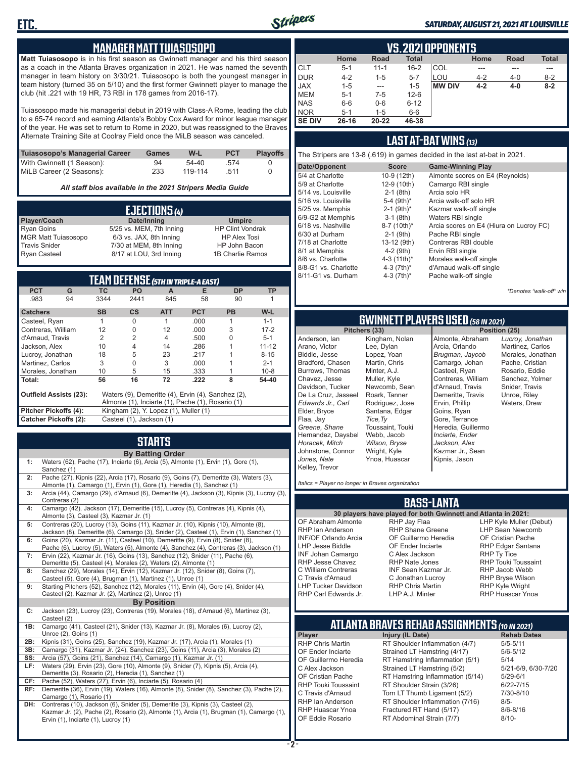## MANAGER MATT TUIASOSOPO

**Matt Tuiasosopo** is in his first season as Gwinnett manager and his third season as a coach in the Atlanta Braves organization in 2021. He was named the seventh manager in team history on 3/30/21. Tuiasosopo is both the youngest manager in team history (turned 35 on 5/10) and the first former Gwinnett player to manage the club (hit .221 with 19 HR, 73 RBI in 178 games from 2016-17).

Tuiasosopo made his managerial debut in 2019 with Class-A Rome, leading the club to a 65-74 record and earning Atlanta's Bobby Cox Award for minor league manager of the year. He was set to return to Rome in 2020, but was reassigned to the Braves Alternate Training Site at Coolray Field once the MiLB season was canceled.

| Tuiasosopo's Managerial Career | Games | W-L | PCT | Playoffs |
|---|---|---|---|---|
| With Gwinnett (1 Season): | 94 | 54-40 | .574 | 0 |
| MiLB Career (2 Seasons): | 233 | 119-114 | .511 | 0 |

*All staff bios available in the 2021 Stripers Media Guide*

## EJECTIONS (4)

| Player/Coach | Date/Inning | Umpire |
|---|---|---|
| Ryan Goins | 5/25 vs. MEM, 7th Inning | HP Clint Vondrak |
| MGR Matt Tuiasosopo | 6/3 vs. JAX, 8th Inning | HP Alex Tosi |
| Travis Snider | 7/30 at MEM, 8th Inning | HP John Bacon |
| Ryan Casteel | 8/17 at LOU, 3rd Inning | 1B Charlie Ramos |

## TEAM DEFENSE (5TH IN TRIPLE-A EAST)

| PCT | G | TC | PO | A | E | DP | TP |
|---|---|---|---|---|---|---|---|
| .983 | 94 | 3344 | 2441 | 845 | 58 | 90 | 1 |

| Catchers | SB | CS | ATT | PCT | PB | W-L |
|---|---|---|---|---|---|---|
| Casteel, Ryan | 1 | 0 | 1 | .000 | 1 | 1-1 |
| Contreras, William | 12 | 0 | 12 | .000 | 3 | 17-2 |
| d'Arnaud, Travis | 2 | 2 | 4 | .500 | 0 | 5-1 |
| Jackson, Alex | 10 | 4 | 14 | .286 | 1 | 11-12 |
| Lucroy, Jonathan | 18 | 5 | 23 | .217 | 1 | 8-15 |
| Martinez, Carlos | 3 | 0 | 3 | .000 | 1 | 2-1 |
| Morales, Jonathan | 10 | 5 | 15 | .333 | 1 | 10-8 |
| **Total:** | **56** | **16** | **72** | **.222** | **8** | **54-40** |

**Outfield Assists (23):** Waters (9), Demeritte (4), Ervin (4), Sanchez (2), Almonte (1), Inciarte (1), Pache (1), Rosario (1)

**Pitcher Pickoffs (4):** Kingham (2), Y. Lopez (1), Muller (1)

**Catcher Pickoffs (2):** Casteel (1), Jackson (1)

## STARTS

**By Batting Order**

| | |
|---|---|
| 1: | Waters (62), Pache (17), Inciarte (6), Arcia (5), Almonte (1), Ervin (1), Gore (1), Sanchez (1) |
| 2: | Pache (27), Kipnis (22), Arcia (17), Rosario (9), Goins (7), Demeritte (3), Waters (3), Almonte (1), Camargo (1), Ervin (1), Gore (1), Heredia (1), Sanchez (1) |
| 3: | Arcia (44), Camargo (29), d'Arnaud (6), Demeritte (4), Jackson (3), Kipnis (3), Lucroy (3), Contreras (2) |
| 4: | Camargo (42), Jackson (17), Demeritte (15), Lucroy (5), Contreras (4), Kipnis (4), Almonte (3), Casteel (3), Kazmar Jr. (1) |
| 5: | Contreras (20), Lucroy (13), Goins (11), Kazmar Jr. (10), Kipnis (10), Almonte (8), Jackson (8), Demeritte (6), Camargo (3), Snider (2), Casteel (1), Ervin (1), Sanchez (1) |
| 6: | Goins (20), Kazmar Jr. (11), Casteel (10), Demeritte (9), Ervin (8), Snider (8), Pache (6), Lucroy (6), Waters (5), Almonte (4), Sanchez (4), Contreras (3), Jackson (1) |
| 7: | Ervin (22), Kazmar Jr. (16), Goins (13), Sanchez (12), Snider (11), Pache (6), Demeritte (5), Casteel (4), Morales (2), Waters (2), Almonte (1) |
| 8: | Sanchez (29), Morales (14), Ervin (12), Kazmar Jr. (12), Snider (8), Goins (7), Casteel (5), Gore (4), Brugman (1), Martinez (1), Unroe (1) |
| 9: | Starting Pitchers (52), Sanchez (12), Morales (11), Ervin (4), Gore (4), Snider (4), Casteel (2), Kazmar Jr. (2), Martinez (2), Unroe (1) |

**By Position**

| | |
|---|---|
| C: | Jackson (23), Lucroy (23), Contreras (19), Morales (18), d'Arnaud (6), Martinez (3), Casteel (2) |
| 1B: | Camargo (41), Casteel (21), Snider (13), Kazmar Jr. (8), Morales (6), Lucroy (2), Unroe (2), Goins (1) |
| 2B: | Kipnis (31), Goins (25), Sanchez (19), Kazmar Jr. (17), Arcia (1), Morales (1) |
| 3B: | Camargo (31), Kazmar Jr. (24), Sanchez (23), Goins (11), Arcia (3), Morales (2) |
| SS: | Arcia (57), Goins (21), Sanchez (14), Camargo (1), Kazmar Jr. (1) |
| LF: | Waters (29), Ervin (23), Gore (10), Almonte (9), Snider (7), Kipnis (5), Arcia (4), Demeritte (3), Rosario (2), Heredia (1), Sanchez (1) |
| CF: | Pache (52), Waters (27), Ervin (6), Inciarte (5), Rosario (4) |
| RF: | Demeritte (36), Ervin (19), Waters (16), Almonte (8), Snider (8), Sanchez (3), Pache (2), Camargo (1), Rosario (1) |
| DH: | Contreras (10), Jackson (6), Snider (5), Demeritte (3), Kipnis (3), Casteel (2), Kazmar Jr. (2), Pache (2), Rosario (2), Almonte (1), Arcia (1), Brugman (1), Camargo (1), Ervin (1), Inciarte (1), Lucroy (1) |

## VS. 2021 OPPONENTS

| | Home | Road | Total | | Home | Road | Total |
|---|---|---|---|---|---|---|---|
| CLT | 5-1 | 11-1 | 16-2 | COL | --- | --- | --- |
| DUR | 4-2 | 1-5 | 5-7 | LOU | 4-2 | 4-0 | 8-2 |
| JAX | 1-5 | --- | 1-5 | **MW DIV** | **4-2** | **4-0** | **8-2** |
| MEM | 5-1 | 7-5 | 12-6 | | | | |
| NAS | 6-6 | 0-6 | 6-12 | | | | |
| NOR | 5-1 | 1-5 | 6-6 | | | | |
| **SE DIV** | **26-16** | **20-22** | **46-38** | | | | |

## LAST AT-BAT WINS (13)

The Stripers are 13-8 (.619) in games decided in the last at-bat in 2021.

| Date/Opponent | Score | Game-Winning Play |
|---|---|---|
| 5/4 at Charlotte | 10-9 (12th) | Almonte scores on E4 (Reynolds) |
| 5/9 at Charlotte | 12-9 (10th) | Camargo RBI single |
| 5/14 vs. Louisville | 2-1 (8th) | Arcia solo HR |
| 5/16 vs. Louisville | 5-4 (9th)* | Arcia walk-off solo HR |
| 5/25 vs. Memphis | 2-1 (9th)* | Kazmar walk-off single |
| 6/9-G2 at Memphis | 3-1 (8th) | Waters RBI single |
| 6/18 vs. Nashville | 8-7 (10th)* | Arcia scores on E4 (Hiura on Lucroy FC) |
| 6/30 at Durham | 2-1 (9th) | Pache RBI single |
| 7/18 at Charlotte | 13-12 (9th) | Contreras RBI double |
| 8/1 at Memphis | 4-2 (9th) | Ervin RBI single |
| 8/6 vs. Charlotte | 4-3 (11th)* | Morales walk-off single |
| 8/8-G1 vs. Charlotte | 4-3 (7th)* | d'Arnaud walk-off single |
| 8/11-G1 vs. Durham | 4-3 (7th)* | Pache walk-off single |

*\*Denotes "walk-off" win*

## GWINNETT PLAYERS USED (58 IN 2021)

**Pitchers (33):** Anderson, Ian; Arano, Victor; Biddle, Jesse; Bradford, Chasen; Burrows, Thomas; Chavez, Jesse; Davidson, Tucker; De La Cruz, Jasseel; *Edwards Jr., Carl*; Elder, Bryce; Flaa, Jay; *Greene, Shane*; Hernandez, Daysbel; *Horacek, Mitch*; Johnstone, Connor; *Jones, Nate*; Kelley, Trevor; Kingham, Nolan; Lee, Dylan; Lopez, Yoan; Martin, Chris; Minter, A.J.; Muller, Kyle; Newcomb, Sean; Roark, Tanner; Rodriguez, Jose; Santana, Edgar; *Tice, Ty*; Toussaint, Touki; Webb, Jacob; *Wilson, Bryse*; Wright, Kyle; Ynoa, Huascar

**Position (25):** Almonte, Abraham; Arcia, Orlando; *Brugman, Jaycob*; Camargo, Johan; Casteel, Ryan; Contreras, William; d'Arnaud, Travis; Demeritte, Travis; Ervin, Phillip; Goins, Ryan; Gore, Terrance; Heredia, Guillermo; *Inciarte, Ender*; *Jackson, Alex*; Kazmar Jr., Sean; Kipnis, Jason; *Lucroy, Jonathan*; Martinez, Carlos; Morales, Jonathan; Pache, Cristian; Rosario, Eddie; Sanchez, Yolmer; Snider, Travis; Unroe, Riley; Waters, Drew

*Italics = Player no longer in Braves organization*

## BASS-LANTA

**30 players have played for both Gwinnett and Atlanta in 2021:**

OF Abraham Almonte, RHP Ian Anderson, INF/OF Orlando Arcia, LHP Jesse Biddle, INF Johan Camargo, RHP Jesse Chavez, C William Contreras, C Travis d'Arnaud, LHP Tucker Davidson, RHP Carl Edwards Jr., RHP Jay Flaa, RHP Shane Greene, OF Guillermo Heredia, OF Ender Inciarte, C Alex Jackson, RHP Nate Jones, INF Sean Kazmar Jr., C Jonathan Lucroy, RHP Chris Martin, LHP A.J. Minter, LHP Kyle Muller (Debut), LHP Sean Newcomb, OF Cristian Pache, RHP Edgar Santana, RHP Ty Tice, RHP Touki Toussaint, RHP Jacob Webb, RHP Bryse Wilson, RHP Kyle Wright, RHP Huascar Ynoa

## ATLANTA BRAVES REHAB ASSIGNMENTS (10 IN 2021)

| Player | Injury (IL Date) | Rehab Dates |
|---|---|---|
| RHP Chris Martin | RT Shoulder Inflammation (4/7) | 5/5-5/11 |
| OF Ender Inciarte | Strained LT Hamstring (4/17) | 5/6-5/12 |
| OF Guillermo Heredia | RT Hamstring Inflammation (5/1) | 5/14 |
| C Alex Jackson | Strained LT Hamstring (5/2) | 5/21-6/9, 6/30-7/20 |
| OF Cristian Pache | RT Hamstring Inflammation (5/14) | 5/29-6/1 |
| RHP Touki Toussaint | RT Shoulder Strain (3/26) | 6/22-7/15 |
| C Travis d'Arnaud | Torn LT Thumb Ligament (5/2) | 7/30-8/10 |
| RHP Ian Anderson | RT Shoulder Inflammation (7/16) | 8/5- |
| RHP Huascar Ynoa | Fractured RT Hand (5/17) | 8/6-8/16 |
| OF Eddie Rosario | RT Abdominal Strain (7/7) | 8/10- |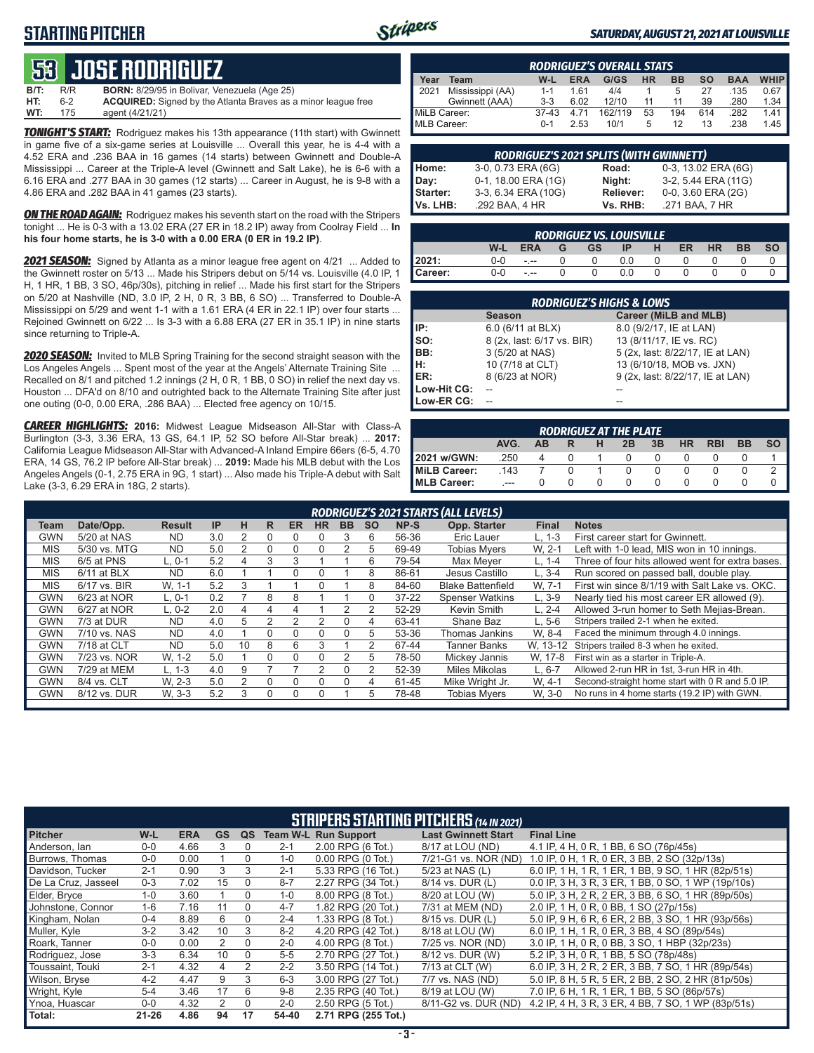# STARTING PITCHER

*SATURDAY, AUGUST 21, 2021 AT LOUISVILLE*

## 53 JOSE RODRIGUEZ

**B/T:** R/R **BORN:** 8/29/95 in Bolivar, Venezuela (Age 25)
**HT:** 6-2 **ACQUIRED:** Signed by the Atlanta Braves as a minor league free
**WT:** 175 agent (4/21/21)

***TONIGHT'S START:*** Rodriguez makes his 13th appearance (11th start) with Gwinnett in game five of a six-game series at Louisville ... Overall this year, he is 4-4 with a 4.52 ERA and .236 BAA in 16 games (14 starts) between Gwinnett and Double-A Mississippi ... Career at the Triple-A level (Gwinnett and Salt Lake), he is 6-6 with a 6.16 ERA and .277 BAA in 30 games (12 starts) ... Career in August, he is 9-8 with a 4.86 ERA and .282 BAA in 41 games (23 starts).

***ON THE ROAD AGAIN:*** Rodriguez makes his seventh start on the road with the Stripers tonight ... He is 0-3 with a 13.02 ERA (27 ER in 18.2 IP) away from Coolray Field ... **In his four home starts, he is 3-0 with a 0.00 ERA (0 ER in 19.2 IP)**.

***2021 SEASON:*** Signed by Atlanta as a minor league free agent on 4/21 ... Added to the Gwinnett roster on 5/13 ... Made his Stripers debut on 5/14 vs. Louisville (4.0 IP, 1 H, 1 HR, 1 BB, 3 SO, 46p/30s), pitching in relief ... Made his first start for the Stripers on 5/20 at Nashville (ND, 3.0 IP, 2 H, 0 R, 3 BB, 6 SO) ... Transferred to Double-A Mississippi on 5/29 and went 1-1 with a 1.61 ERA (4 ER in 22.1 IP) over four starts ... Rejoined Gwinnett on 6/22 ... Is 3-3 with a 6.88 ERA (27 ER in 35.1 IP) in nine starts since returning to Triple-A.

***2020 SEASON:*** Invited to MLB Spring Training for the second straight season with the Los Angeles Angels ... Spent most of the year at the Angels' Alternate Training Site ... Recalled on 8/1 and pitched 1.2 innings (2 H, 0 R, 1 BB, 0 SO) in relief the next day vs. Houston ... DFA'd on 8/10 and outrighted back to the Alternate Training Site after just one outing (0-0, 0.00 ERA, .286 BAA) ... Elected free agency on 10/15.

***CAREER HIGHLIGHTS:*** **2016:** Midwest League Midseason All-Star with Class-A Burlington (3-3, 3.36 ERA, 13 GS, 64.1 IP, 52 SO before All-Star break) ... **2017:** California League Midseason All-Star with Advanced-A Inland Empire 66ers (6-5, 4.70 ERA, 14 GS, 76.2 IP before All-Star break) ... **2019:** Made his MLB debut with the Los Angeles Angels (0-1, 2.75 ERA in 9G, 1 start) ... Also made his Triple-A debut with Salt Lake (3-3, 6.29 ERA in 18G, 2 starts).

### RODRIGUEZ'S OVERALL STATS

| Year | Team | W-L | ERA | G/GS | HR | BB | SO | BAA | WHIP |
|---|---|---|---|---|---|---|---|---|---|
| 2021 | Mississippi (AA) | 1-1 | 1.61 | 4/4 | 1 | 5 | 27 | .135 | 0.67 |
| | Gwinnett (AAA) | 3-3 | 6.02 | 12/10 | 11 | 11 | 39 | .280 | 1.34 |
| MiLB Career: | | 37-43 | 4.71 | 162/119 | 53 | 194 | 614 | .282 | 1.41 |
| MLB Career: | | 0-1 | 2.53 | 10/1 | 5 | 12 | 13 | .238 | 1.45 |

### RODRIGUEZ'S 2021 SPLITS (WITH GWINNETT)

| | | | |
|---|---|---|---|
| Home: | 3-0, 0.73 ERA (6G) | Road: | 0-3, 13.02 ERA (6G) |
| Day: | 0-1, 18.00 ERA (1G) | Night: | 3-2, 5.44 ERA (11G) |
| Starter: | 3-3, 6.34 ERA (10G) | Reliever: | 0-0, 3.60 ERA (2G) |
| Vs. LHB: | .292 BAA, 4 HR | Vs. RHB: | .271 BAA, 7 HR |

### RODRIGUEZ VS. LOUISVILLE

| | W-L | ERA | G | GS | IP | H | ER | HR | BB | SO |
|---|---|---|---|---|---|---|---|---|---|---|
| 2021: | 0-0 | -.-- | 0 | 0 | 0.0 | 0 | 0 | 0 | 0 | 0 |
| Career: | 0-0 | -.-- | 0 | 0 | 0.0 | 0 | 0 | 0 | 0 | 0 |

### RODRIGUEZ'S HIGHS & LOWS

| | Season | Career (MiLB and MLB) |
|---|---|---|
| IP: | 6.0 (6/11 at BLX) | 8.0 (9/2/17, IE at LAN) |
| SO: | 8 (2x, last: 6/17 vs. BIR) | 13 (8/11/17, IE vs. RC) |
| BB: | 3 (5/20 at NAS) | 5 (2x, last: 8/22/17, IE at LAN) |
| H: | 10 (7/18 at CLT) | 13 (6/10/18, MOB vs. JXN) |
| ER: | 8 (6/23 at NOR) | 9 (2x, last: 8/22/17, IE at LAN) |
| Low-Hit CG: | -- | -- |
| Low-ER CG: | -- | -- |

### RODRIGUEZ AT THE PLATE

| | AVG. | AB | R | H | 2B | 3B | HR | RBI | BB | SO |
|---|---|---|---|---|---|---|---|---|---|---|
| 2021 w/GWN: | .250 | 4 | 0 | 1 | 0 | 0 | 0 | 0 | 0 | 1 |
| MiLB Career: | .143 | 7 | 0 | 1 | 0 | 0 | 0 | 0 | 0 | 2 |
| MLB Career: | .--- | 0 | 0 | 0 | 0 | 0 | 0 | 0 | 0 | 0 |

### RODRIGUEZ'S 2021 STARTS (ALL LEVELS)

| Team | Date/Opp. | Result | IP | H | R | ER | HR | BB | SO | NP-S | Opp. Starter | Final | Notes |
|---|---|---|---|---|---|---|---|---|---|---|---|---|---|
| GWN | 5/20 at NAS | ND | 3.0 | 2 | 0 | 0 | 0 | 3 | 6 | 56-36 | Eric Lauer | L, 1-3 | First career start for Gwinnett. |
| MIS | 5/30 vs. MTG | ND | 5.0 | 2 | 0 | 0 | 0 | 2 | 5 | 69-49 | Tobias Myers | W, 2-1 | Left with 1-0 lead, MIS won in 10 innings. |
| MIS | 6/5 at PNS | L, 0-1 | 5.2 | 4 | 3 | 3 | 1 | 1 | 6 | 79-54 | Max Meyer | L, 1-4 | Three of four hits allowed went for extra bases. |
| MIS | 6/11 at BLX | ND | 6.0 | 1 | 1 | 0 | 0 | 1 | 8 | 86-61 | Jesus Castillo | L, 3-4 | Run scored on passed ball, double play. |
| MIS | 6/17 vs. BIR | W, 1-1 | 5.2 | 3 | 1 | 1 | 0 | 1 | 8 | 84-60 | Blake Battenfield | W, 7-1 | First win since 8/1/19 with Salt Lake vs. OKC. |
| GWN | 6/23 at NOR | L, 0-1 | 0.2 | 7 | 8 | 8 | 1 | 1 | 0 | 37-22 | Spenser Watkins | L, 3-9 | Nearly tied his most career ER allowed (9). |
| GWN | 6/27 at NOR | L, 0-2 | 2.0 | 4 | 4 | 4 | 1 | 2 | 2 | 52-29 | Kevin Smith | L, 2-4 | Allowed 3-run homer to Seth Mejias-Brean. |
| GWN | 7/3 at DUR | ND | 4.0 | 5 | 2 | 2 | 2 | 0 | 4 | 63-41 | Shane Baz | L, 5-6 | Stripers trailed 2-1 when he exited. |
| GWN | 7/10 vs. NAS | ND | 4.0 | 1 | 0 | 0 | 0 | 0 | 5 | 53-36 | Thomas Jankins | W, 8-4 | Faced the minimum through 4.0 innings. |
| GWN | 7/18 at CLT | ND | 5.0 | 10 | 8 | 6 | 3 | 1 | 2 | 67-44 | Tanner Banks | W, 13-12 | Stripers trailed 8-3 when he exited. |
| GWN | 7/23 vs. NOR | W, 1-2 | 5.0 | 1 | 0 | 0 | 0 | 2 | 5 | 78-50 | Mickey Jannis | W, 17-8 | First win as a starter in Triple-A. |
| GWN | 7/29 at MEM | L, 1-3 | 4.0 | 9 | 7 | 7 | 2 | 0 | 2 | 52-39 | Miles Mikolas | L, 6-7 | Allowed 2-run HR in 1st, 3-run HR in 4th. |
| GWN | 8/4 vs. CLT | W, 2-3 | 5.0 | 2 | 0 | 0 | 0 | 0 | 4 | 61-45 | Mike Wright Jr. | W, 4-1 | Second-straight home start with 0 R and 5.0 IP. |
| GWN | 8/12 vs. DUR | W, 3-3 | 5.2 | 3 | 0 | 0 | 0 | 1 | 5 | 78-48 | Tobias Myers | W, 3-0 | No runs in 4 home starts (19.2 IP) with GWN. |

### STRIPERS STARTING PITCHERS *(14 IN 2021)*

| Pitcher | W-L | ERA | GS | QS | Team W-L | Run Support | Last Gwinnett Start | Final Line |
|---|---|---|---|---|---|---|---|---|
| Anderson, Ian | 0-0 | 4.66 | 3 | 0 | 2-1 | 2.00 RPG (6 Tot.) | 8/17 at LOU (ND) | 4.1 IP, 4 H, 0 R, 1 BB, 6 SO (76p/45s) |
| Burrows, Thomas | 0-0 | 0.00 | 1 | 0 | 1-0 | 0.00 RPG (0 Tot.) | 7/21-G1 vs. NOR (ND) | 1.0 IP, 0 H, 1 R, 0 ER, 3 BB, 2 SO (32p/13s) |
| Davidson, Tucker | 2-1 | 0.90 | 3 | 3 | 2-1 | 5.33 RPG (16 Tot.) | 5/23 at NAS (L) | 6.0 IP, 1 H, 1 R, 1 ER, 1 BB, 9 SO, 1 HR (82p/51s) |
| De La Cruz, Jasseel | 0-3 | 7.02 | 15 | 0 | 8-7 | 2.27 RPG (34 Tot.) | 8/14 vs. DUR (L) | 0.0 IP, 3 H, 3 R, 3 ER, 1 BB, 0 SO, 1 WP (19p/10s) |
| Elder, Bryce | 1-0 | 3.60 | 1 | 0 | 1-0 | 8.00 RPG (8 Tot.) | 8/20 at LOU (W) | 5.0 IP, 3 H, 2 R, 2 ER, 3 BB, 6 SO, 1 HR (89p/50s) |
| Johnstone, Connor | 1-6 | 7.16 | 11 | 0 | 4-7 | 1.82 RPG (20 Tot.) | 7/31 at MEM (ND) | 2.0 IP, 1 H, 0 R, 0 BB, 1 SO (27p/15s) |
| Kingham, Nolan | 0-4 | 8.89 | 6 | 0 | 2-4 | 1.33 RPG (8 Tot.) | 8/15 vs. DUR (L) | 5.0 IP, 9 H, 6 R, 6 ER, 2 BB, 3 SO, 1 HR (93p/56s) |
| Muller, Kyle | 3-2 | 3.42 | 10 | 3 | 8-2 | 4.20 RPG (42 Tot.) | 8/18 at LOU (W) | 6.0 IP, 1 H, 1 R, 0 ER, 3 BB, 4 SO (89p/54s) |
| Roark, Tanner | 0-0 | 0.00 | 2 | 0 | 2-0 | 4.00 RPG (8 Tot.) | 7/25 vs. NOR (ND) | 3.0 IP, 1 H, 0 R, 0 BB, 3 SO, 1 HBP (32p/23s) |
| Rodriguez, Jose | 3-3 | 6.34 | 10 | 0 | 5-5 | 2.70 RPG (27 Tot.) | 8/12 vs. DUR (W) | 5.2 IP, 3 H, 0 R, 1 BB, 5 SO (78p/48s) |
| Toussaint, Touki | 2-1 | 4.32 | 4 | 2 | 2-2 | 3.50 RPG (14 Tot.) | 7/13 at CLT (W) | 6.0 IP, 3 H, 2 R, 2 ER, 3 BB, 7 SO, 1 HR (89p/54s) |
| Wilson, Bryse | 4-2 | 4.47 | 9 | 3 | 6-3 | 3.00 RPG (27 Tot.) | 7/7 vs. NAS (ND) | 5.0 IP, 8 H, 5 R, 5 ER, 2 BB, 2 SO, 2 HR (81p/50s) |
| Wright, Kyle | 5-4 | 3.46 | 17 | 6 | 9-8 | 2.35 RPG (40 Tot.) | 8/19 at LOU (W) | 7.0 IP, 6 H, 1 R, 1 ER, 1 BB, 5 SO (86p/57s) |
| Ynoa, Huascar | 0-0 | 4.32 | 2 | 0 | 2-0 | 2.50 RPG (5 Tot.) | 8/11-G2 vs. DUR (ND) | 4.2 IP, 4 H, 3 R, 3 ER, 4 BB, 7 SO, 1 WP (83p/51s) |
| Total: | 21-26 | 4.86 | 94 | 17 | 54-40 | 2.71 RPG (255 Tot.) | | |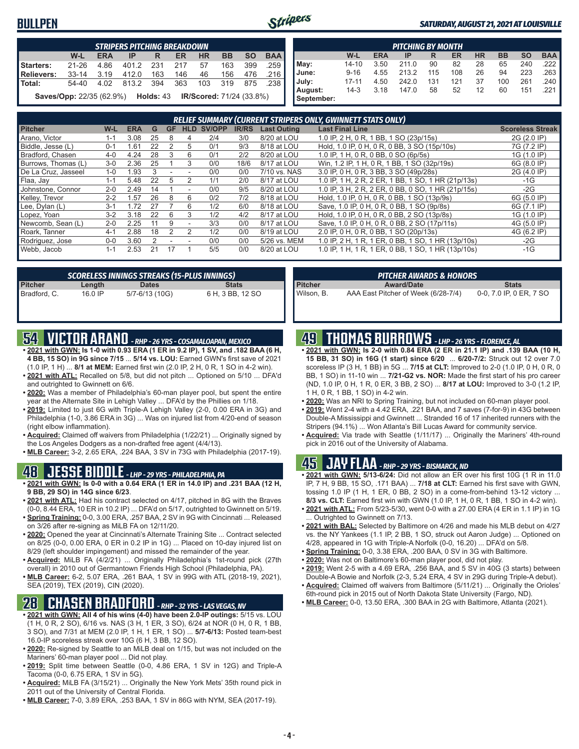# BULLPEN

*SATURDAY, AUGUST 21, 2021 AT LOUISVILLE*

| STRIPERS PITCHING BREAKDOWN | | | | | | | | | |
|---|---|---|---|---|---|---|---|---|---|
| | W-L | ERA | IP | R | ER | HR | BB | SO | BAA |
| Starters: | 21-26 | 4.86 | 401.2 | 231 | 217 | 57 | 163 | 399 | .259 |
| Relievers: | 33-14 | 3.19 | 412.0 | 163 | 146 | 46 | 156 | 476 | .216 |
| Total: | 54-40 | 4.02 | 813.2 | 394 | 363 | 103 | 319 | 875 | .238 |

**Saves/Opp:** 22/35 (62.9%) **Holds:** 43 **IR/Scored:** 71/24 (33.8%)

| PITCHING BY MONTH | | | | | | | | | |
|---|---|---|---|---|---|---|---|---|---|
| | W-L | ERA | IP | R | ER | HR | BB | SO | BAA |
| May: | 14-10 | 3.50 | 211.0 | 90 | 82 | 28 | 65 | 240 | .222 |
| June: | 9-16 | 4.55 | 213.2 | 115 | 108 | 26 | 94 | 223 | .263 |
| July: | 17-11 | 4.50 | 242.0 | 131 | 121 | 37 | 100 | 261 | .240 |
| August: | 14-3 | 3.18 | 147.0 | 58 | 52 | 12 | 60 | 151 | .221 |
| September: | | | | | | | | | |

| RELIEF SUMMARY (CURRENT STRIPERS ONLY, GWINNETT STATS ONLY) | | | | | | | | | | |
|---|---|---|---|---|---|---|---|---|---|---|
| Pitcher | W-L | ERA | G | GF | HLD | SV/OPP | IR/RS | Last Outing | Last Final Line | Scoreless Streak |
| Arano, Victor | 1-1 | 3.08 | 25 | 8 | 4 | 2/4 | 3/0 | 8/20 at LOU | 1.0 IP, 2 H, 0 R, 1 BB, 1 SO (23p/15s) | 2G (2.0 IP) |
| Biddle, Jesse (L) | 0-1 | 1.61 | 22 | 2 | 5 | 0/1 | 9/3 | 8/18 at LOU | Hold, 1.0 IP, 0 H, 0 R, 0 BB, 3 SO (15p/10s) | 7G (7.2 IP) |
| Bradford, Chasen | 4-0 | 4.24 | 28 | 3 | 6 | 0/1 | 2/2 | 8/20 at LOU | 1.0 IP, 1 H, 0 R, 0 BB, 0 SO (6p/5s) | 1G (1.0 IP) |
| Burrows, Thomas (L) | 3-0 | 2.36 | 25 | 1 | 3 | 0/0 | 18/6 | 8/17 at LOU | Win, 1.2 IP, 1 H, 0 R, 1 BB, 1 SO (32p/19s) | 6G (8.0 IP) |
| De La Cruz, Jasseel | 1-0 | 1.93 | 3 | - | - | 0/0 | 0/0 | 7/10 vs. NAS | 3.0 IP, 0 H, 0 R, 3 BB, 3 SO (49p/28s) | 2G (4.0 IP) |
| Flaa, Jay | 1-1 | 5.48 | 22 | 5 | 2 | 1/1 | 2/0 | 8/17 at LOU | 1.0 IP, 1 H, 2 R, 2 ER, 1 BB, 1 SO, 1 HR (21p/13s) | -1G |
| Johnstone, Connor | 2-0 | 2.49 | 14 | 1 | - | 0/0 | 9/5 | 8/20 at LOU | 1.0 IP, 3 H, 2 R, 2 ER, 0 BB, 0 SO, 1 HR (21p/15s) | -2G |
| Kelley, Trevor | 2-2 | 1.57 | 26 | 8 | 6 | 0/2 | 7/2 | 8/18 at LOU | Hold, 1.0 IP, 0 H, 0 R, 0 BB, 1 SO (13p/9s) | 6G (5.0 IP) |
| Lee, Dylan (L) | 3-1 | 1.72 | 27 | 7 | 6 | 1/2 | 6/0 | 8/18 at LOU | Save, 1.0 IP, 0 H, 0 R, 0 BB, 1 SO (9p/8s) | 6G (7.1 IP) |
| Lopez, Yoan | 3-2 | 3.18 | 22 | 6 | 3 | 1/2 | 4/2 | 8/17 at LOU | Hold, 1.0 IP, 0 H, 0 R, 0 BB, 2 SO (13p/8s) | 1G (1.0 IP) |
| Newcomb, Sean (L) | 2-0 | 2.25 | 11 | 9 | - | 3/3 | 0/0 | 8/17 at LOU | Save, 1.0 IP, 0 H, 0 R, 0 BB, 2 SO (17p/11s) | 4G (5.0 IP) |
| Roark, Tanner | 4-1 | 2.88 | 18 | 2 | 2 | 1/2 | 0/0 | 8/19 at LOU | 2.0 IP, 0 H, 0 R, 0 BB, 1 SO (20p/13s) | 4G (6.2 IP) |
| Rodriguez, Jose | 0-0 | 3.60 | 2 | - | - | 0/0 | 0/0 | 5/26 vs. MEM | 1.0 IP, 2 H, 1 R, 1 ER, 0 BB, 1 SO, 1 HR (13p/10s) | -2G |
| Webb, Jacob | 1-1 | 2.53 | 21 | 17 | 1 | 5/5 | 0/0 | 8/20 at LOU | 1.0 IP, 1 H, 1 R, 1 ER, 0 BB, 1 SO, 1 HR (13p/10s) | -1G |

| SCORELESS INNINGS STREAKS (15-PLUS INNINGS) | | | |
|---|---|---|---|
| Pitcher | Length | Dates | Stats |
| Bradford, C. | 16.0 IP | 5/7-6/13 (10G) | 6 H, 3 BB, 12 SO |

| PITCHER AWARDS & HONORS | | |
|---|---|---|
| Pitcher | Award/Date | Stats |
| Wilson, B. | AAA East Pitcher of Week (6/28-7/4) | 0-0, 7.0 IP, 0 ER, 7 SO |

## 54 VICTOR ARANO - RHP - 26 YRS - COSAMALOAPAN, MEXICO

- **2021 with GWN: Is 1-0 with 0.93 ERA (1 ER in 9.2 IP), 1 SV, and .182 BAA (6 H, 4 BB, 15 SO) in 9G since 7/15** ... **5/14 vs. LOU:** Earned GWN's first save of 2021 (1.0 IP, 1 H) ... **8/1 at MEM:** Earned first win (2.0 IP, 2 H, 0 R, 1 SO in 4-2 win).
- **2021 with ATL:** Recalled on 5/8, but did not pitch ... Optioned on 5/10 ... DFA'd and outrighted to Gwinnett on 6/6.
- **2020:** Was a member of Philadelphia's 60-man player pool, but spent the entire year at the Alternate Site in Lehigh Valley ... DFA'd by the Phillies on 1/18.
- **2019:** Limited to just 6G with Triple-A Lehigh Valley (2-0, 0.00 ERA in 3G) and Philadelphia (1-0, 3.86 ERA in 3G) ... Was on injured list from 4/20-end of season (right elbow inflammation).
- **Acquired:** Claimed off waivers from Philadelphia (1/22/21) ... Originally signed by the Los Angeles Dodgers as a non-drafted free agent (4/4/13).
- **MLB Career:** 3-2, 2.65 ERA, .224 BAA, 3 SV in 73G with Philadelphia (2017-19).

## 48 JESSE BIDDLE - LHP - 29 YRS - PHILADELPHIA, PA

- **2021 with GWN: Is 0-0 with a 0.64 ERA (1 ER in 14.0 IP) and .231 BAA (12 H, 9 BB, 29 SO) in 14G since 6/23**.
- **2021 with ATL:** Had his contract selected on 4/17, pitched in 8G with the Braves (0-0, 8.44 ERA, 10 ER in 10.2 IP) ... DFA'd on 5/17, outrighted to Gwinnett on 5/19.
- **Spring Training:** 0-0, 3.00 ERA, .257 BAA, 2 SV in 9G with Cincinnati ... Released on 3/26 after re-signing as MiLB FA on 12/11/20.
- **2020:** Opened the year at Cincinnati's Alternate Training Site ... Contract selected on 8/25 (0-0, 0.00 ERA, 0 ER in 0.2 IP in 1G) ... Placed on 10-day injured list on 8/29 (left shoulder impingement) and missed the remainder of the year.
- **Acquired:** MiLB FA (4/2/21) ... Originally Philadelphia's 1st-round pick (27th overall) in 2010 out of Germantown Friends High School (Philadelphia, PA).
- **MLB Career:** 6-2, 5.07 ERA, .261 BAA, 1 SV in 99G with ATL (2018-19, 2021), SEA (2019), TEX (2019), CIN (2020).

## 28 CHASEN BRADFORD - RHP - 32 YRS - LAS VEGAS, NV

- **2021 with GWN: All 4 of his wins (4-0) have been 2.0-IP outings:** 5/15 vs. LOU (1 H, 0 R, 2 SO), 6/16 vs. NAS (3 H, 1 ER, 3 SO), 6/24 at NOR (0 H, 0 R, 1 BB, 3 SO), and 7/31 at MEM (2.0 IP, 1 H, 1 ER, 1 SO) ... **5/7-6/13:** Posted team-best 16.0-IP scoreless streak over 10G (6 H, 3 BB, 12 SO).
- **2020:** Re-signed by Seattle to an MiLB deal on 1/15, but was not included on the Mariners' 60-man player pool ... Did not play.
- **2019:** Split time between Seattle (0-0, 4.86 ERA, 1 SV in 12G) and Triple-A Tacoma (0-0, 6.75 ERA, 1 SV in 5G).
- **Acquired:** MiLB FA (3/15/21) ... Originally the New York Mets' 35th round pick in 2011 out of the University of Central Florida.
- **MLB Career:** 7-0, 3.89 ERA, .253 BAA, 1 SV in 86G with NYM, SEA (2017-19).

## 49 THOMAS BURROWS - LHP - 26 YRS - FLORENCE, AL

- **2021 with GWN: Is 2-0 with 0.84 ERA (2 ER in 21.1 IP) and .139 BAA (10 H, 15 BB, 31 SO) in 16G (1 start) since 6/20** ... **6/20-7/2:** Struck out 12 over 7.0 scoreless IP (3 H, 1 BB) in 5G ... **7/15 at CLT:** Improved to 2-0 (1.0 IP, 0 H, 0 R, 0 BB, 1 SO) in 11-10 win ... **7/21-G2 vs. NOR:** Made the first start of his pro career (ND, 1.0 IP, 0 H, 1 R, 0 ER, 3 BB, 2 SO) ... **8/17 at LOU:** Improved to 3-0 (1.2 IP, 1 H, 0 R, 1 BB, 1 SO) in 4-2 win.
- **2020:** Was an NRI to Spring Training, but not included on 60-man player pool.
- **2019:** Went 2-4 with a 4.42 ERA, .221 BAA, and 7 saves (7-for-9) in 43G between Double-A Mississippi and Gwinnett ... Stranded 16 of 17 inherited runners with the Stripers (94.1%) ... Won Atlanta's Bill Lucas Award for community service.
- **Acquired:** Via trade with Seattle (1/11/17) ... Originally the Mariners' 4th-round pick in 2016 out of the University of Alabama.

## 45 JAY FLAA - RHP - 29 YRS - BISMARCK, ND

- **2021 with GWN: 5/13-6/24:** Did not allow an ER over his first 10G (1 R in 11.0 IP, 7 H, 9 BB, 15 SO, .171 BAA) ... **7/18 at CLT:** Earned his first save with GWN, tossing 1.0 IP (1 H, 1 ER, 0 BB, 2 SO) in a come-from-behind 13-12 victory ... **8/3 vs. CLT:** Earned first win with GWN (1.0 IP, 1 H, 0 R, 1 BB, 1 SO in 4-2 win).
- **2021 with ATL:** From 5/23-5/30, went 0-0 with a 27.00 ERA (4 ER in 1.1 IP) in 1G ... Outrighted to Gwinnett on 7/13.
- **2021 with BAL:** Selected by Baltimore on 4/26 and made his MLB debut on 4/27 vs. the NY Yankees (1.1 IP, 2 BB, 1 SO, struck out Aaron Judge) ... Optioned on 4/28, appeared in 1G with Triple-A Norfolk (0-0, 16.20) ... DFA'd on 5/8.
- **Spring Training:** 0-0, 3.38 ERA, .200 BAA, 0 SV in 3G with Baltimore.
- **2020:** Was not on Baltimore's 60-man player pool, did not play.
- **2019:** Went 2-5 with a 4.69 ERA, .256 BAA, and 5 SV in 40G (3 starts) between Double-A Bowie and Norfolk (2-3, 5.24 ERA, 4 SV in 29G during Triple-A debut).
- **Acquired:** Claimed off waivers from Baltimore (5/11/21) ... Originally the Orioles' 6th-round pick in 2015 out of North Dakota State University (Fargo, ND).
- **MLB Career:** 0-0, 13.50 ERA, .300 BAA in 2G with Baltimore, Atlanta (2021).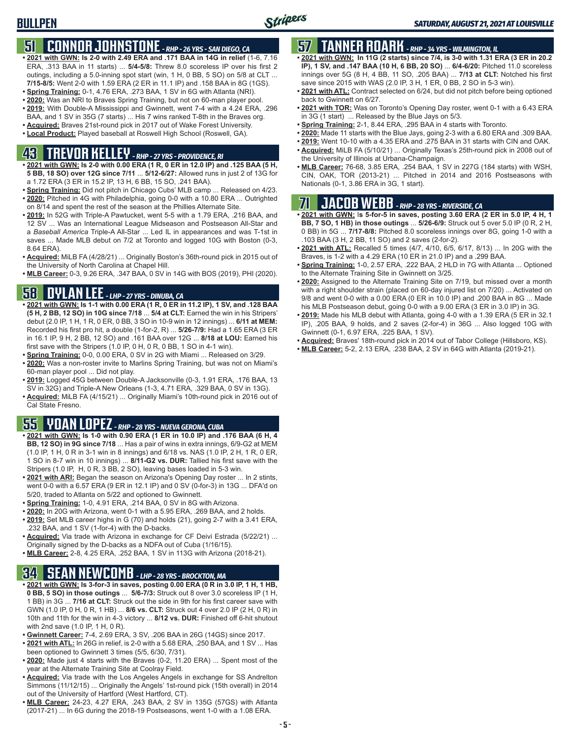## BULLPEN

## 51 CONNOR JOHNSTONE - *RHP - 26 YRS - SAN DIEGO, CA*

- **2021 with GWN: Is 2-0 with 2.49 ERA and .171 BAA in 14G in relief** (1-6, 7.16 ERA, .313 BAA in 11 starts) ... **5/4-5/8:** Threw 8.0 scoreless IP over his first 2 outings, including a 5.0-inning spot start (win, 1 H, 0 BB, 5 SO) on 5/8 at CLT ... **7/15-8/5:** Went 2-0 with 1.59 ERA (2 ER in 11.1 IP) and .158 BAA in 8G (1GS).
- **Spring Training:** 0-1, 4.76 ERA, .273 BAA, 1 SV in 6G with Atlanta (NRI).
- **2020:** Was an NRI to Braves Spring Training, but not on 60-man player pool.
- **2019:** With Double-A Mississippi and Gwinnett, went 7-4 with a 4.24 ERA, .296 BAA, and 1 SV in 35G (7 starts) ... His 7 wins ranked T-8th in the Braves org.
- **Acquired:** Braves 21st-round pick in 2017 out of Wake Forest University.
- **Local Product:** Played baseball at Roswell High School (Roswell, GA).

## 43 TREVOR KELLEY - *RHP - 27 YRS - PROVIDENCE, RI*

- **2021 with GWN: Is 2-0 with 0.00 ERA (1 R, 0 ER in 12.0 IP) and .125 BAA (5 H, 5 BB, 18 SO) over 12G since 7/11** ... **5/12-6/27:** Allowed runs in just 2 of 13G for a 1.72 ERA (3 ER in 15.2 IP, 13 H, 6 BB, 15 SO, .241 BAA).
- **Spring Training:** Did not pitch in Chicago Cubs' MLB camp ... Released on 4/23.
- **2020:** Pitched in 4G with Philadelphia, going 0-0 with a 10.80 ERA ... Outrighted on 8/14 and spent the rest of the season at the Phillies Alternate Site.
- **2019:** In 52G with Triple-A Pawtucket, went 5-5 with a 1.79 ERA, .216 BAA, and 12 SV ... Was an International League Midseason and Postseason All-Star and a *Baseball America* Triple-A All-Star ... Led IL in appearances and was T-1st in saves ... Made MLB debut on 7/2 at Toronto and logged 10G with Boston (0-3, 8.64 ERA).
- **Acquired:** MiLB FA (4/28/21) ... Originally Boston's 36th-round pick in 2015 out of the University of North Carolina at Chapel Hill.
- **MLB Career:** 0-3, 9.26 ERA, .347 BAA, 0 SV in 14G with BOS (2019), PHI (2020).

## 58 DYLAN LEE - *LHP - 27 YRS - DINUBA, CA*

- **2021 with GWN: Is 1-1 with 0.00 ERA (1 R, 0 ER in 11.2 IP), 1 SV, and .128 BAA (5 H, 2 BB, 12 SO) in 10G since 7/18** ... **5/4 at CLT:** Earned the win in his Stripers' debut (2.0 IP, 1 H, 1 R, 0 ER, 0 BB, 3 SO in 10-9 win in 12 innings) ... **6/11 at MEM:** Recorded his first pro hit, a double (1-for-2, R) ... **5/26-7/9:** Had a 1.65 ERA (3 ER in 16.1 IP, 9 H, 2 BB, 12 SO) and .161 BAA over 12G ... **8/18 at LOU:** Earned his first save with the Stripers (1.0 IP, 0 H, 0 R, 0 BB, 1 SO in 4-1 win).
- **Spring Training:** 0-0, 0.00 ERA, 0 SV in 2G with Miami ... Released on 3/29.
- **2020:** Was a non-roster invite to Marlins Spring Training, but was not on Miami's 60-man player pool ... Did not play.
- **2019:** Logged 45G between Double-A Jacksonville (0-3, 1.91 ERA, .176 BAA, 13 SV in 32G) and Triple-A New Orleans (1-3, 4.71 ERA, .329 BAA, 0 SV in 13G).
- **Acquired:** MiLB FA (4/15/21) ... Originally Miami's 10th-round pick in 2016 out of Cal State Fresno.

## 55 YOAN LOPEZ - *RHP - 28 YRS - NUEVA GERONA, CUBA*

- **2021 with GWN: Is 1-0 with 0.90 ERA (1 ER in 10.0 IP) and .176 BAA (6 H, 4 BB, 12 SO) in 9G since 7/18** ... Has a pair of wins in extra innings, 6/9-G2 at MEM (1.0 IP, 1 H, 0 R in 3-1 win in 8 innings) and 6/18 vs. NAS (1.0 IP, 2 H, 1 R, 0 ER, 1 SO in 8-7 win in 10 innings) ... **8/11-G2 vs. DUR:** Tallied his first save with the Stripers (1.0 IP, H, 0 R, 3 BB, 2 SO), leaving bases loaded in 5-3 win.
- **2021 with ARI:** Began the season on Arizona's Opening Day roster ... In 2 stints, went 0-0 with a 6.57 ERA (9 ER in 12.1 IP) and 0 SV (0-for-3) in 13G ... DFA'd on 5/20, traded to Atlanta on 5/22 and optioned to Gwinnett.
- **Spring Training:** 1-0, 4.91 ERA, .214 BAA, 0 SV in 8G with Arizona.
- **2020:** In 20G with Arizona, went 0-1 with a 5.95 ERA, .269 BAA, and 2 holds.
- **2019:** Set MLB career highs in G (70) and holds (21), going 2-7 with a 3.41 ERA, .232 BAA, and 1 SV (1-for-4) with the D-backs.
- **Acquired:** Via trade with Arizona in exchange for CF Deivi Estrada (5/22/21) ... Originally signed by the D-backs as a NDFA out of Cuba (1/16/15).
- **MLB Career:** 2-8, 4.25 ERA, .252 BAA, 1 SV in 113G with Arizona (2018-21).

## 34 SEAN NEWCOMB - *LHP - 28 YRS - BROCKTON, MA*

- **2021 with GWN: Is 3-for-3 in saves, posting 0.00 ERA (0 R in 3.0 IP, 1 H, 1 HB, 0 BB, 5 SO) in those outings** ... **5/6-7/3:** Struck out 8 over 3.0 scoreless IP (1 H, 1 BB) in 3G ... **7/16 at CLT:** Struck out the side in 9th for his first career save with GWN (1.0 IP, 0 H, 0 R, 1 HB) ... **8/6 vs. CLT:** Struck out 4 over 2.0 IP (2 H, 0 R) in 10th and 11th for the win in 4-3 victory ... **8/12 vs. DUR:** Finished off 6-hit shutout with 2nd save (1.0 IP, 1 H, 0 R).
- **Gwinnett Career:** 7-4, 2.69 ERA, 3 SV, .206 BAA in 26G (14GS) since 2017.
- **2021 with ATL:** In 26G in relief, is 2-0 with a 5.68 ERA, .250 BAA, and 1 SV ... Has been optioned to Gwinnett 3 times (5/5, 6/30, 7/31).
- **2020:** Made just 4 starts with the Braves (0-2, 11.20 ERA) ... Spent most of the year at the Alternate Training Site at Coolray Field.
- **Acquired:** Via trade with the Los Angeles Angels in exchange for SS Andrelton Simmons (11/12/15) ... Originally the Angels' 1st-round pick (15th overall) in 2014 out of the University of Hartford (West Hartford, CT).
- **MLB Career:** 24-23, 4.27 ERA, .243 BAA, 2 SV in 135G (57GS) with Atlanta (2017-21) ... In 6G during the 2018-19 Postseasons, went 1-0 with a 1.08 ERA.

## 57 TANNER ROARK - *RHP - 34 YRS - WILMINGTON, IL*

- **2021 with GWN: In 11G (2 starts) since 7/4, is 3-0 with 1.31 ERA (3 ER in 20.2 IP), 1 SV, and .147 BAA (10 H, 6 BB, 20 SO)** ... **6/4-6/20:** Pitched 11.0 scoreless innings over 5G (8 H, 4 BB, 11 SO, .205 BAA) ... **7/13 at CLT:** Notched his first save since 2015 with WAS (2.0 IP, 3 H, 1 ER, 0 BB, 2 SO in 5-3 win).
- **2021 with ATL:** Contract selected on 6/24, but did not pitch before being optioned back to Gwinnett on 6/27.
- **2021 with TOR:** Was on Toronto's Opening Day roster, went 0-1 with a 6.43 ERA in 3G (1 start) ... Released by the Blue Jays on 5/3.
- **Spring Training:** 2-1, 8.44 ERA, .295 BAA in 4 starts with Toronto.
- **2020:** Made 11 starts with the Blue Jays, going 2-3 with a 6.80 ERA and .309 BAA.
- **2019:** Went 10-10 with a 4.35 ERA and .275 BAA in 31 starts with CIN and OAK.
- **Acquired:** MiLB FA (5/10/21) ... Originally Texas's 25th-round pick in 2008 out of the University of Illinois at Urbana-Champaign.
- **MLB Career:** 76-68, 3.85 ERA, .254 BAA, 1 SV in 227G (184 starts) with WSH, CIN, OAK, TOR (2013-21) ... Pitched in 2014 and 2016 Postseasons with Nationals (0-1, 3.86 ERA in 3G, 1 start).

## 71 JACOB WEBB - *RHP - 28 YRS - RIVERSIDE, CA*

- **2021 with GWN:** I**s 5-for-5 in saves, posting 3.60 ERA (2 ER in 5.0 IP, 4 H, 1 BB, 7 SO, 1 HB) in those outings** ... **5/26-6/9:** Struck out 5 over 5.0 IP (0 R, 2 H, 0 BB) in 5G ... **7/17-8/8:** Pitched 8.0 scoreless innings over 8G, going 1-0 with a .103 BAA (3 H, 2 BB, 11 SO) and 2 saves (2-for-2).
- **2021 with ATL:** Recalled 5 times (4/7, 4/10, 6/5, 6/17, 8/13) ... In 20G with the Braves, is 1-2 with a 4.29 ERA (10 ER in 21.0 IP) and a .299 BAA.
- **Spring Training:** 1-0, 2.57 ERA, .222 BAA, 2 HLD in 7G with Atlanta ... Optioned to the Alternate Training Site in Gwinnett on 3/25.
- **2020:** Assigned to the Alternate Training Site on 7/19, but missed over a month with a right shoulder strain (placed on 60-day injured list on 7/20) ... Activated on 9/8 and went 0-0 with a 0.00 ERA (0 ER in 10.0 IP) and .200 BAA in 8G ... Made his MLB Postseason debut, going 0-0 with a 9.00 ERA (3 ER in 3.0 IP) in 3G.
- **2019:** Made his MLB debut with Atlanta, going 4-0 with a 1.39 ERA (5 ER in 32.1 IP), .205 BAA, 9 holds, and 2 saves (2-for-4) in 36G ... Also logged 10G with Gwinnett (0-1, 6.97 ERA, .225 BAA, 1 SV).
- **Acquired:** Braves' 18th-round pick in 2014 out of Tabor College (Hillsboro, KS).
- **MLB Career:** 5-2, 2.13 ERA, .238 BAA, 2 SV in 64G with Atlanta (2019-21).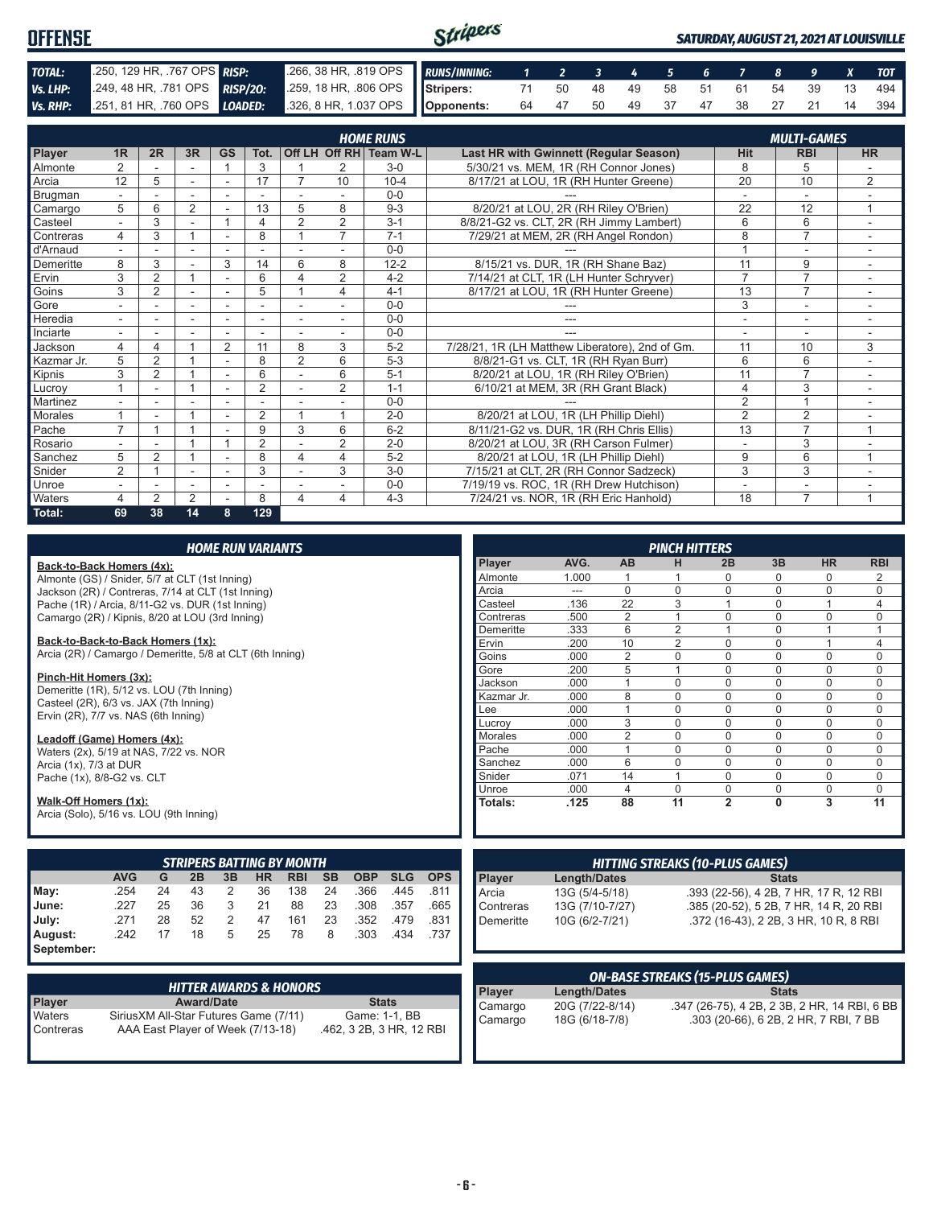# OFFENSE

*SATURDAY, AUGUST 21, 2021 AT LOUISVILLE*

| | | | |
|---|---|---|---|
| **TOTAL:** | .250, 129 HR, .767 OPS | **RISP:** | .266, 38 HR, .819 OPS |
| **Vs. LHP:** | .249, 48 HR, .781 OPS | **RISP/2O:** | .259, 18 HR, .806 OPS |
| **Vs. RHP:** | .251, 81 HR, .760 OPS | **LOADED:** | .326, 8 HR, 1.037 OPS |

| RUNS/INNING: | 1 | 2 | 3 | 4 | 5 | 6 | 7 | 8 | 9 | X | TOT |
|---|---|---|---|---|---|---|---|---|---|---|---|
| Stripers: | 71 | 50 | 48 | 49 | 58 | 51 | 61 | 54 | 39 | 13 | 494 |
| Opponents: | 64 | 47 | 50 | 49 | 37 | 47 | 38 | 27 | 21 | 14 | 394 |

## HOME RUNS / MULTI-GAMES

| Player | 1R | 2R | 3R | GS | Tot. | Off LH | Off RH | Team W-L | Last HR with Gwinnett (Regular Season) | Hit | RBI | HR |
|---|---|---|---|---|---|---|---|---|---|---|---|---|
| Almonte | 2 | - | - | 1 | 3 | 1 | 2 | 3-0 | 5/30/21 vs. MEM, 1R (RH Connor Jones) | 8 | 5 | - |
| Arcia | 12 | 5 | - | - | 17 | 7 | 10 | 10-4 | 8/17/21 at LOU, 1R (RH Hunter Greene) | 20 | 10 | 2 |
| Brugman | - | - | - | - | - | - | - | 0-0 | --- | - | - | - |
| Camargo | 5 | 6 | 2 | - | 13 | 5 | 8 | 9-3 | 8/20/21 at LOU, 2R (RH Riley O'Brien) | 22 | 12 | 1 |
| Casteel | - | 3 | - | 1 | 4 | 2 | 2 | 3-1 | 8/8/21-G2 vs. CLT, 2R (RH Jimmy Lambert) | 6 | 6 | - |
| Contreras | 4 | 3 | 1 | - | 8 | 1 | 7 | 7-1 | 7/29/21 at MEM, 2R (RH Angel Rondon) | 8 | 7 | - |
| d'Arnaud | - | - | - | - | - | - | - | 0-0 | --- | 1 | - | - |
| Demeritte | 8 | 3 | - | 3 | 14 | 6 | 8 | 12-2 | 8/15/21 vs. DUR, 1R (RH Shane Baz) | 11 | 9 | - |
| Ervin | 3 | 2 | 1 | - | 6 | 4 | 2 | 4-2 | 7/14/21 at CLT, 1R (LH Hunter Schryver) | 7 | 7 | - |
| Goins | 3 | 2 | - | - | 5 | 1 | 4 | 4-1 | 8/17/21 at LOU, 1R (RH Hunter Greene) | 13 | 7 | - |
| Gore | - | - | - | - | - | - | - | 0-0 | --- | 3 | - | - |
| Heredia | - | - | - | - | - | - | - | 0-0 | --- | - | - | - |
| Inciarte | - | - | - | - | - | - | - | 0-0 | --- | - | - | - |
| Jackson | 4 | 4 | 1 | 2 | 11 | 8 | 3 | 5-2 | 7/28/21, 1R (LH Matthew Liberatore), 2nd of Gm. | 11 | 10 | 3 |
| Kazmar Jr. | 5 | 2 | 1 | - | 8 | 2 | 6 | 5-3 | 8/8/21-G1 vs. CLT, 1R (RH Ryan Burr) | 6 | 6 | - |
| Kipnis | 3 | 2 | 1 | - | 6 | - | 6 | 5-1 | 8/20/21 at LOU, 1R (RH Riley O'Brien) | 11 | 7 | - |
| Lucroy | 1 | - | 1 | - | 2 | - | 2 | 1-1 | 6/10/21 at MEM, 3R (RH Grant Black) | 4 | 3 | - |
| Martinez | - | - | - | - | - | - | - | 0-0 | --- | 2 | 1 | - |
| Morales | 1 | - | 1 | - | 2 | 1 | 1 | 2-0 | 8/20/21 at LOU, 1R (LH Phillip Diehl) | 2 | 2 | - |
| Pache | 7 | 1 | 1 | - | 9 | 3 | 6 | 6-2 | 8/11/21-G2 vs. DUR, 1R (RH Chris Ellis) | 13 | 7 | 1 |
| Rosario | - | - | 1 | 1 | 2 | - | 2 | 2-0 | 8/20/21 at LOU, 3R (RH Carson Fulmer) | - | 3 | - |
| Sanchez | 5 | 2 | 1 | - | 8 | 4 | 4 | 5-2 | 8/20/21 at LOU, 1R (LH Phillip Diehl) | 9 | 6 | 1 |
| Snider | 2 | 1 | - | - | 3 | - | 3 | 3-0 | 7/15/21 at CLT, 2R (RH Connor Sadzeck) | 3 | 3 | - |
| Unroe | - | - | - | - | - | - | - | 0-0 | 7/19/19 vs. ROC, 1R (RH Drew Hutchison) | - | - | - |
| Waters | 4 | 2 | 2 | - | 8 | 4 | 4 | 4-3 | 7/24/21 vs. NOR, 1R (RH Eric Hanhold) | 18 | 7 | 1 |
| **Total:** | **69** | **38** | **14** | **8** | **129** | | | | | | | |

## HOME RUN VARIANTS

**Back-to-Back Homers (4x):**
Almonte (GS) / Snider, 5/7 at CLT (1st Inning)
Jackson (2R) / Contreras, 7/14 at CLT (1st Inning)
Pache (1R) / Arcia, 8/11-G2 vs. DUR (1st Inning)
Camargo (2R) / Kipnis, 8/20 at LOU (3rd Inning)

**Back-to-Back-to-Back Homers (1x):**
Arcia (2R) / Camargo / Demeritte, 5/8 at CLT (6th Inning)

**Pinch-Hit Homers (3x):**
Demeritte (1R), 5/12 vs. LOU (7th Inning)
Casteel (2R), 6/3 vs. JAX (7th Inning)
Ervin (2R), 7/7 vs. NAS (6th Inning)

**Leadoff (Game) Homers (4x):**
Waters (2x), 5/19 at NAS, 7/22 vs. NOR
Arcia (1x), 7/3 at DUR
Pache (1x), 8/8-G2 vs. CLT

**Walk-Off Homers (1x):**
Arcia (Solo), 5/16 vs. LOU (9th Inning)

## PINCH HITTERS

| Player | AVG. | AB | H | 2B | 3B | HR | RBI |
|---|---|---|---|---|---|---|---|
| Almonte | 1.000 | 1 | 1 | 0 | 0 | 0 | 2 |
| Arcia | --- | 0 | 0 | 0 | 0 | 0 | 0 |
| Casteel | .136 | 22 | 3 | 1 | 0 | 1 | 4 |
| Contreras | .500 | 2 | 1 | 0 | 0 | 0 | 0 |
| Demeritte | .333 | 6 | 2 | 1 | 0 | 1 | 1 |
| Ervin | .200 | 10 | 2 | 0 | 0 | 1 | 4 |
| Goins | .000 | 2 | 0 | 0 | 0 | 0 | 0 |
| Gore | .200 | 5 | 1 | 0 | 0 | 0 | 0 |
| Jackson | .000 | 1 | 0 | 0 | 0 | 0 | 0 |
| Kazmar Jr. | .000 | 8 | 0 | 0 | 0 | 0 | 0 |
| Lee | .000 | 1 | 0 | 0 | 0 | 0 | 0 |
| Lucroy | .000 | 3 | 0 | 0 | 0 | 0 | 0 |
| Morales | .000 | 2 | 0 | 0 | 0 | 0 | 0 |
| Pache | .000 | 1 | 0 | 0 | 0 | 0 | 0 |
| Sanchez | .000 | 6 | 0 | 0 | 0 | 0 | 0 |
| Snider | .071 | 14 | 1 | 0 | 0 | 0 | 0 |
| Unroe | .000 | 4 | 0 | 0 | 0 | 0 | 0 |
| **Totals:** | **.125** | **88** | **11** | **2** | **0** | **3** | **11** |

## STRIPERS BATTING BY MONTH

| | AVG | G | 2B | 3B | HR | RBI | SB | OBP | SLG | OPS |
|---|---|---|---|---|---|---|---|---|---|---|
| May: | .254 | 24 | 43 | 2 | 36 | 138 | 24 | .366 | .445 | .811 |
| June: | .227 | 25 | 36 | 3 | 21 | 88 | 23 | .308 | .357 | .665 |
| July: | .271 | 28 | 52 | 2 | 47 | 161 | 23 | .352 | .479 | .831 |
| August: | .242 | 17 | 18 | 5 | 25 | 78 | 8 | .303 | .434 | .737 |
| September: | | | | | | | | | | |

## HITTING STREAKS (10-PLUS GAMES)

| Player | Length/Dates | Stats |
|---|---|---|
| Arcia | 13G (5/4-5/18) | .393 (22-56), 4 2B, 7 HR, 17 R, 12 RBI |
| Contreras | 13G (7/10-7/27) | .385 (20-52), 5 2B, 7 HR, 14 R, 20 RBI |
| Demeritte | 10G (6/2-7/21) | .372 (16-43), 2 2B, 3 HR, 10 R, 8 RBI |

## HITTER AWARDS & HONORS

| Player | Award/Date | Stats |
|---|---|---|
| Waters | SiriusXM All-Star Futures Game (7/11) | Game: 1-1, BB |
| Contreras | AAA East Player of Week (7/13-18) | .462, 3 2B, 3 HR, 12 RBI |

## ON-BASE STREAKS (15-PLUS GAMES)

| Player | Length/Dates | Stats |
|---|---|---|
| Camargo | 20G (7/22-8/14) | .347 (26-75), 4 2B, 2 3B, 2 HR, 14 RBI, 6 BB |
| Camargo | 18G (6/18-7/8) | .303 (20-66), 6 2B, 2 HR, 7 RBI, 7 BB |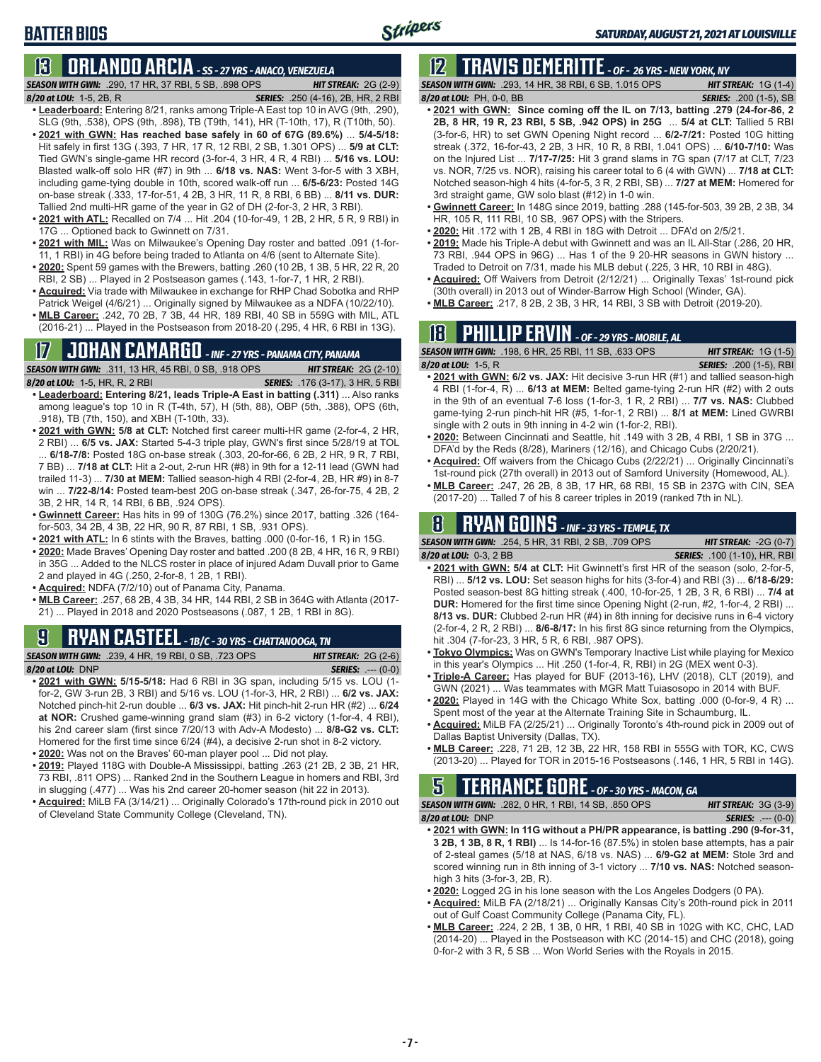# BATTER BIOS

*SATURDAY, AUGUST 21, 2021 AT LOUISVILLE*

## 13 ORLANDO ARCIA - SS - 27 YRS - ANACO, VENEZUELA

**SEASON WITH GWN:** .290, 17 HR, 37 RBI, 5 SB, .898 OPS — **HIT STREAK:** 2G (2-9)
**8/20 at LOU:** 1-5, 2B, R — **SERIES:** .250 (4-16), 2B, HR, 2 RBI

- **Leaderboard:** Entering 8/21, ranks among Triple-A East top 10 in AVG (9th, .290), SLG (9th, .538), OPS (9th, .898), TB (T9th, 141), HR (T-10th, 17), R (T10th, 50).
- **2021 with GWN: Has reached base safely in 60 of 67G (89.6%)** ... **5/4-5/18:** Hit safely in first 13G (.393, 7 HR, 17 R, 12 RBI, 2 SB, 1.301 OPS) ... **5/9 at CLT:** Tied GWN's single-game HR record (3-for-4, 3 HR, 4 R, 4 RBI) ... **5/16 vs. LOU:** Blasted walk-off solo HR (#7) in 9th ... **6/18 vs. NAS:** Went 3-for-5 with 3 XBH, including game-tying double in 10th, scored walk-off run ... **6/5-6/23:** Posted 14G on-base streak (.333, 17-for-51, 4 2B, 3 HR, 11 R, 8 RBI, 6 BB) ... **8/11 vs. DUR:** Tallied 2nd multi-HR game of the year in G2 of DH (2-for-3, 2 HR, 3 RBI).
- **2021 with ATL:** Recalled on 7/4 ... Hit .204 (10-for-49, 1 2B, 2 HR, 5 R, 9 RBI) in 17G ... Optioned back to Gwinnett on 7/31.
- **2021 with MIL:** Was on Milwaukee's Opening Day roster and batted .091 (1-for-11, 1 RBI) in 4G before being traded to Atlanta on 4/6 (sent to Alternate Site).
- **2020:** Spent 59 games with the Brewers, batting .260 (10 2B, 1 3B, 5 HR, 22 R, 20 RBI, 2 SB) ... Played in 2 Postseason games (.143, 1-for-7, 1 HR, 2 RBI).
- **Acquired:** Via trade with Milwaukee in exchange for RHP Chad Sobotka and RHP Patrick Weigel (4/6/21) ... Originally signed by Milwaukee as a NDFA (10/22/10).
- **MLB Career:** .242, 70 2B, 7 3B, 44 HR, 189 RBI, 40 SB in 559G with MIL, ATL (2016-21) ... Played in the Postseason from 2018-20 (.295, 4 HR, 6 RBI in 13G).

## 17 JOHAN CAMARGO - INF - 27 YRS - PANAMA CITY, PANAMA

**SEASON WITH GWN:** .311, 13 HR, 45 RBI, 0 SB, .918 OPS — **HIT STREAK:** 2G (2-10)
**8/20 at LOU:** 1-5, HR, R, 2 RBI — **SERIES:** .176 (3-17), 3 HR, 5 RBI

- **Leaderboard: Entering 8/21, leads Triple-A East in batting (.311)** ... Also ranks among league's top 10 in R (T-4th, 57), H (5th, 88), OBP (5th, .388), OPS (6th, .918), TB (7th, 150), and XBH (T-10th, 33).
- **2021 with GWN: 5/8 at CLT:** Notched first career multi-HR game (2-for-4, 2 HR, 2 RBI) ... **6/5 vs. JAX:** Started 5-4-3 triple play, GWN's first since 5/28/19 at TOL ... **6/18-7/8:** Posted 18G on-base streak (.303, 20-for-66, 6 2B, 2 HR, 9 R, 7 RBI, 7 BB) ... **7/18 at CLT:** Hit a 2-out, 2-run HR (#8) in 9th for a 12-11 lead (GWN had trailed 11-3) ... **7/30 at MEM:** Tallied season-high 4 RBI (2-for-4, 2B, HR #9) in 8-7 win ... **7/22-8/14:** Posted team-best 20G on-base streak (.347, 26-for-75, 4 2B, 2 3B, 2 HR, 14 R, 14 RBI, 6 BB, .924 OPS).
- **Gwinnett Career:** Has hits in 99 of 130G (76.2%) since 2017, batting .326 (164-for-503, 34 2B, 4 3B, 22 HR, 90 R, 87 RBI, 1 SB, .931 OPS).
- **2021 with ATL:** In 6 stints with the Braves, batting .000 (0-for-16, 1 R) in 15G.
- **2020:** Made Braves' Opening Day roster and batted .200 (8 2B, 4 HR, 16 R, 9 RBI) in 35G ... Added to the NLCS roster in place of injured Adam Duvall prior to Game 2 and played in 4G (.250, 2-for-8, 1 2B, 1 RBI).
- **Acquired:** NDFA (7/2/10) out of Panama City, Panama.
- **MLB Career:** .257, 68 2B, 4 3B, 34 HR, 144 RBI, 2 SB in 364G with Atlanta (2017-21) ... Played in 2018 and 2020 Postseasons (.087, 1 2B, 1 RBI in 8G).

## 9 RYAN CASTEEL - 1B/C - 30 YRS - CHATTANOOGA, TN

**SEASON WITH GWN:** .239, 4 HR, 19 RBI, 0 SB, .723 OPS — **HIT STREAK:** 2G (2-6)
**8/20 at LOU:** DNP — **SERIES:** .--- (0-0)

- **2021 with GWN: 5/15-5/18:** Had 6 RBI in 3G span, including 5/15 vs. LOU (1-for-2, GW 3-run 2B, 3 RBI) and 5/16 vs. LOU (1-for-3, HR, 2 RBI) ... **6/2 vs. JAX:** Notched pinch-hit 2-run double ... **6/3 vs. JAX:** Hit pinch-hit 2-run HR (#2) ... **6/24 at NOR:** Crushed game-winning grand slam (#3) in 6-2 victory (1-for-4, 4 RBI), his 2nd career slam (first since 7/20/13 with Adv-A Modesto) ... **8/8-G2 vs. CLT:** Homered for the first time since 6/24 (#4), a decisive 2-run shot in 8-2 victory.
- **2020:** Was not on the Braves' 60-man player pool ... Did not play.
- **2019:** Played 118G with Double-A Mississippi, batting .263 (21 2B, 2 3B, 21 HR, 73 RBI, .811 OPS) ... Ranked 2nd in the Southern League in homers and RBI, 3rd in slugging (.477) ... Was his 2nd career 20-homer season (hit 22 in 2013).
- **Acquired:** MiLB FA (3/14/21) ... Originally Colorado's 17th-round pick in 2010 out of Cleveland State Community College (Cleveland, TN).

## 12 TRAVIS DEMERITTE - OF - 26 YRS - NEW YORK, NY

**SEASON WITH GWN:** .293, 14 HR, 38 RBI, 6 SB, 1.015 OPS — **HIT STREAK:** 1G (1-4)
**8/20 at LOU:** PH, 0-0, BB — **SERIES:** .200 (1-5), SB

- **2021 with GWN: Since coming off the IL on 7/13, batting .279 (24-for-86, 2 2B, 8 HR, 19 R, 23 RBI, 5 SB, .942 OPS) in 25G** ... **5/4 at CLT:** Tallied 5 RBI (3-for-6, HR) to set GWN Opening Night record ... **6/2-7/21:** Posted 10G hitting streak (.372, 16-for-43, 2 2B, 3 HR, 10 R, 8 RBI, 1.041 OPS) ... **6/10-7/10:** Was on the Injured List ... **7/17-7/25:** Hit 3 grand slams in 7G span (7/17 at CLT, 7/23 vs. NOR, 7/25 vs. NOR), raising his career total to 6 (4 with GWN) ... **7/18 at CLT:** Notched season-high 4 hits (4-for-5, 3 R, 2 RBI, SB) ... **7/27 at MEM:** Homered for 3rd straight game, GW solo blast (#12) in 1-0 win.
- **Gwinnett Career:** In 148G since 2019, batting .288 (145-for-503, 39 2B, 2 3B, 34 HR, 105 R, 111 RBI, 10 SB, .967 OPS) with the Stripers.
- **2020:** Hit .172 with 1 2B, 4 RBI in 18G with Detroit ... DFA'd on 2/5/21.
- **2019:** Made his Triple-A debut with Gwinnett and was an IL All-Star (.286, 20 HR, 73 RBI, .944 OPS in 96G) ... Has 1 of the 9 20-HR seasons in GWN history ... Traded to Detroit on 7/31, made his MLB debut (.225, 3 HR, 10 RBI in 48G).
- **Acquired:** Off Waivers from Detroit (2/12/21) ... Originally Texas' 1st-round pick (30th overall) in 2013 out of Winder-Barrow High School (Winder, GA).
- **MLB Career:** .217, 8 2B, 2 3B, 3 HR, 14 RBI, 3 SB with Detroit (2019-20).

## 18 PHILLIP ERVIN - OF - 29 YRS - MOBILE, AL

**SEASON WITH GWN:** .198, 6 HR, 25 RBI, 11 SB, .633 OPS — **HIT STREAK:** 1G (1-5)
**8/20 at LOU:** 1-5, R — **SERIES:** .200 (1-5), RBI

- **2021 with GWN: 6/2 vs. JAX:** Hit decisive 3-run HR (#1) and tallied season-high 4 RBI (1-for-4, R) ... **6/13 at MEM:** Belted game-tying 2-run HR (#2) with 2 outs in the 9th of an eventual 7-6 loss (1-for-3, 1 R, 2 RBI) ... **7/7 vs. NAS:** Clubbed game-tying 2-run pinch-hit HR (#5, 1-for-1, 2 RBI) ... **8/1 at MEM:** Lined GWRBI single with 2 outs in 9th inning in 4-2 win (1-for-2, RBI).
- **2020:** Between Cincinnati and Seattle, hit .149 with 3 2B, 4 RBI, 1 SB in 37G ... DFA'd by the Reds (8/28), Mariners (12/16), and Chicago Cubs (2/20/21).
- **Acquired:** Off waivers from the Chicago Cubs (2/22/21) ... Originally Cincinnati's 1st-round pick (27th overall) in 2013 out of Samford University (Homewood, AL).
- **MLB Career:** .247, 26 2B, 8 3B, 17 HR, 68 RBI, 15 SB in 237G with CIN, SEA (2017-20) ... Talled 7 of his 8 career triples in 2019 (ranked 7th in NL).

## 8 RYAN GOINS - INF - 33 YRS - TEMPLE, TX

**SEASON WITH GWN:** .254, 5 HR, 31 RBI, 2 SB, .709 OPS — **HIT STREAK:** -2G (0-7)
**8/20 at LOU:** 0-3, 2 BB — **SERIES:** .100 (1-10), HR, RBI

- **2021 with GWN: 5/4 at CLT:** Hit Gwinnett's first HR of the season (solo, 2-for-5, RBI) ... **5/12 vs. LOU:** Set season highs for hits (3-for-4) and RBI (3) ... **6/18-6/29:** Posted season-best 8G hitting streak (.400, 10-for-25, 1 2B, 3 R, 6 RBI) ... **7/4 at DUR:** Homered for the first time since Opening Night (2-run, #2, 1-for-4, 2 RBI) ... **8/13 vs. DUR:** Clubbed 2-run HR (#4) in 8th inning for decisive runs in 6-4 victory (2-for-4, 2 R, 2 RBI) ... **8/6-8/17:** In his first 8G since returning from the Olympics, hit .304 (7-for-23, 1 HR, 5 R, 6 RBI, .987 OPS).
- **Tokyo Olympics:** Was on GWN's Temporary Inactive List while playing for Mexico in this year's Olympics ... Hit .250 (1-for-4, R, RBI) in 2G (MEX went 0-3).
- **Triple-A Career:** Has played for BUF (2013-16), LHV (2018), CLT (2019), and GWN (2021) ... Was teammates with MGR Matt Tuiasosopo in 2014 with BUF.
- **2020:** Played in 14G with the Chicago White Sox, batting .000 (0-for-9, 4 R) ... Spent most of the year at the Alternate Training Site in Schaumburg, IL.
- **Acquired:** MiLB FA (2/25/21) ... Originally Toronto's 4th-round pick in 2009 out of Dallas Baptist University (Dallas, TX).
- **MLB Career:** .228, 71 2B, 12 3B, 22 HR, 158 RBI in 555G with TOR, KC, CWS (2013-20) ... Played for TOR in 2015-16 Postseasons (.146, 1 HR, 5 RBI in 14G).

## 5 TERRANCE GORE - OF - 30 YRS - MACON, GA

**SEASON WITH GWN:** .282, 0 HR, 1 RBI, 14 SB, .850 OPS — **HIT STREAK:** 3G (3-9)
**8/20 at LOU:** DNP — **SERIES:** .--- (0-0)

- **2021 with GWN: In 11G without a PH/PR appearance, is batting .290 (9-for-31, 3 2B, 1 3B, 8 R, 1 RBI)** ... Is 14-for-16 (87.5%) in stolen base attempts, has a pair of 2-steal games (5/18 at NAS, 6/18 vs. NAS) ... **6/9-G2 at MEM:** Stole 3rd and scored winning run in 8th inning of 3-1 victory ... **7/10 vs. NAS:** Notched season-high 3 hits (3-for-3, 2B, R).
- **2020:** Logged 2G in his lone season with the Los Angeles Dodgers (0 PA).
- **Acquired:** MiLB FA (2/18/21) ... Originally Kansas City's 20th-round pick in 2011 out of Gulf Coast Community College (Panama City, FL).
- **MLB Career:** .224, 2 2B, 1 3B, 0 HR, 1 RBI, 40 SB in 102G with KC, CHC, LAD (2014-20) ... Played in the Postseason with KC (2014-15) and CHC (2018), going 0-for-2 with 3 R, 5 SB ... Won World Series with the Royals in 2015.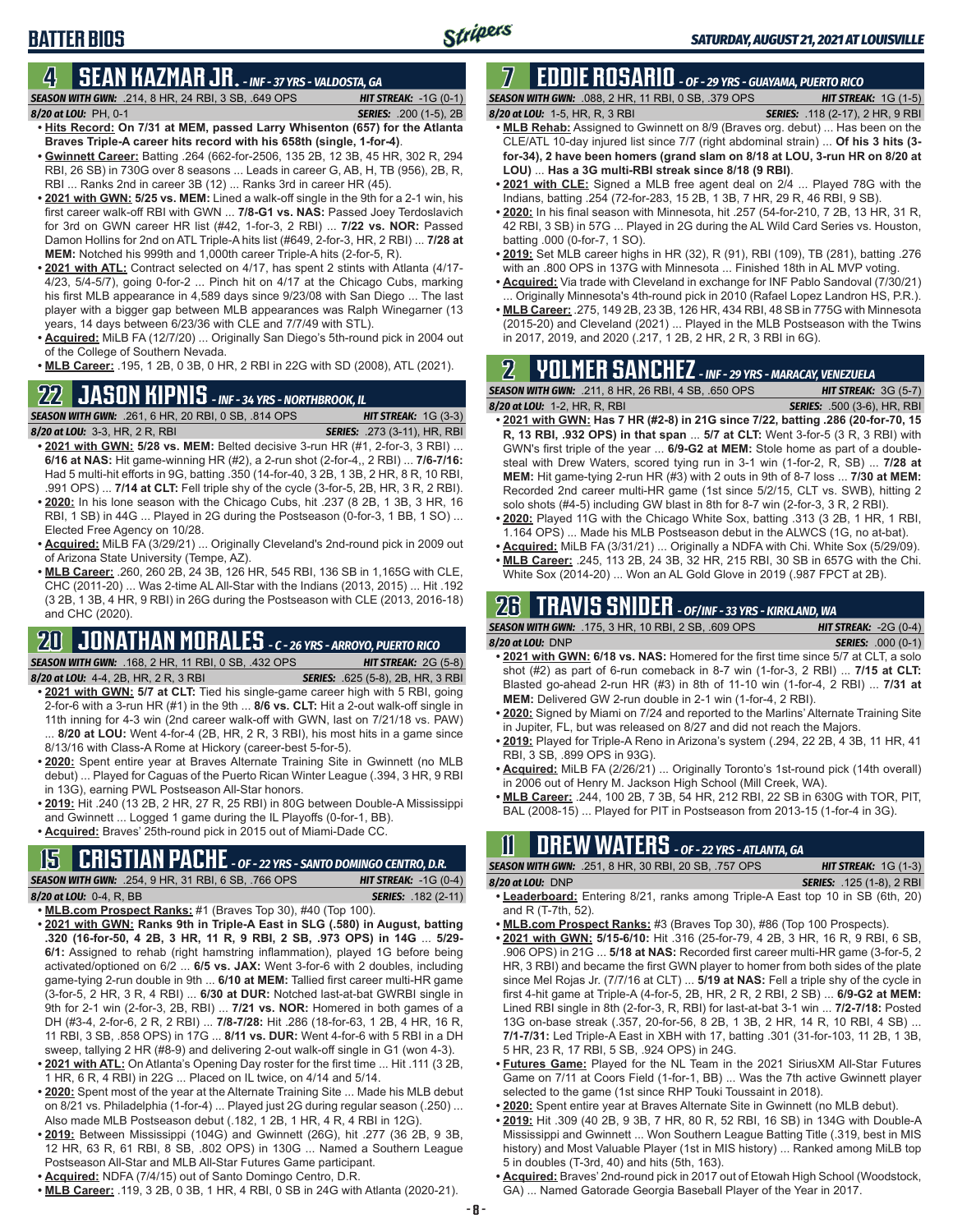## BATTER BIOS

*SATURDAY, AUGUST 21, 2021 AT LOUISVILLE*

## 4 SEAN KAZMAR JR. - INF - 37 YRS - VALDOSTA, GA

***SEASON WITH GWN:*** .214, 8 HR, 24 RBI, 3 SB, .649 OPS ***HIT STREAK:*** -1G (0-1)
***8/20 at LOU:*** PH, 0-1 ***SERIES:*** .200 (1-5), 2B

- **Hits Record: On 7/31 at MEM, passed Larry Whisenton (657) for the Atlanta Braves Triple-A career hits record with his 658th (single, 1-for-4)**.
- **Gwinnett Career:** Batting .264 (662-for-2506, 135 2B, 12 3B, 45 HR, 302 R, 294 RBI, 26 SB) in 730G over 8 seasons ... Leads in career G, AB, H, TB (956), 2B, R, RBI ... Ranks 2nd in career 3B (12) ... Ranks 3rd in career HR (45).
- **2021 with GWN: 5/25 vs. MEM:** Lined a walk-off single in the 9th for a 2-1 win, his first career walk-off RBI with GWN ... **7/8-G1 vs. NAS:** Passed Joey Terdoslavich for 3rd on GWN career HR list (#42, 1-for-3, 2 RBI) ... **7/22 vs. NOR:** Passed Damon Hollins for 2nd on ATL Triple-A hits list (#649, 2-for-3, HR, 2 RBI) ... **7/28 at MEM:** Notched his 999th and 1,000th career Triple-A hits (2-for-5, R).
- **2021 with ATL:** Contract selected on 4/17, has spent 2 stints with Atlanta (4/17-4/23, 5/4-5/7), going 0-for-2 ... Pinch hit on 4/17 at the Chicago Cubs, marking his first MLB appearance in 4,589 days since 9/23/08 with San Diego ... The last player with a bigger gap between MLB appearances was Ralph Winegarner (13 years, 14 days between 6/23/36 with CLE and 7/7/49 with STL).
- **Acquired:** MiLB FA (12/7/20) ... Originally San Diego's 5th-round pick in 2004 out of the College of Southern Nevada.
- **MLB Career:** .195, 1 2B, 0 3B, 0 HR, 2 RBI in 22G with SD (2008), ATL (2021).

## 22 JASON KIPNIS - INF - 34 YRS - NORTHBROOK, IL

***SEASON WITH GWN:*** .261, 6 HR, 20 RBI, 0 SB, .814 OPS ***HIT STREAK:*** 1G (3-3)
***8/20 at LOU:*** 3-3, HR, 2 R, RBI ***SERIES:*** .273 (3-11), HR, RBI

- **2021 with GWN: 5/28 vs. MEM:** Belted decisive 3-run HR (#1, 2-for-3, 3 RBI) ... **6/16 at NAS:** Hit game-winning HR (#2), a 2-run shot (2-for-4,, 2 RBI) ... **7/6-7/16:** Had 5 multi-hit efforts in 9G, batting .350 (14-for-40, 3 2B, 1 3B, 2 HR, 8 R, 10 RBI, .991 OPS) ... **7/14 at CLT:** Fell triple shy of the cycle (3-for-5, 2B, HR, 3 R, 2 RBI).
- **2020:** In his lone season with the Chicago Cubs, hit .237 (8 2B, 1 3B, 3 HR, 16 RBI, 1 SB) in 44G ... Played in 2G during the Postseason (0-for-3, 1 BB, 1 SO) ... Elected Free Agency on 10/28.
- **Acquired:** MiLB FA (3/29/21) ... Originally Cleveland's 2nd-round pick in 2009 out of Arizona State University (Tempe, AZ).
- **MLB Career:** .260, 260 2B, 24 3B, 126 HR, 545 RBI, 136 SB in 1,165G with CLE, CHC (2011-20) ... Was 2-time AL All-Star with the Indians (2013, 2015) ... Hit .192 (3 2B, 1 3B, 4 HR, 9 RBI) in 26G during the Postseason with CLE (2013, 2016-18) and CHC (2020).

## 20 JONATHAN MORALES - C - 26 YRS - ARROYO, PUERTO RICO

***SEASON WITH GWN:*** .168, 2 HR, 11 RBI, 0 SB, .432 OPS ***HIT STREAK:*** 2G (5-8)
***8/20 at LOU:*** 4-4, 2B, HR, 2 R, 3 RBI ***SERIES:*** .625 (5-8), 2B, HR, 3 RBI

- **2021 with GWN: 5/7 at CLT:** Tied his single-game career high with 5 RBI, going 2-for-6 with a 3-run HR (#1) in the 9th ... **8/6 vs. CLT:** Hit a 2-out walk-off single in 11th inning for 4-3 win (2nd career walk-off with GWN, last on 7/21/18 vs. PAW) ... **8/20 at LOU:** Went 4-for-4 (2B, HR, 2 R, 3 RBI), his most hits in a game since 8/13/16 with Class-A Rome at Hickory (career-best 5-for-5).
- **2020:** Spent entire year at Braves Alternate Training Site in Gwinnett (no MLB debut) ... Played for Caguas of the Puerto Rican Winter League (.394, 3 HR, 9 RBI in 13G), earning PWL Postseason All-Star honors.
- **2019:** Hit .240 (13 2B, 2 HR, 27 R, 25 RBI) in 80G between Double-A Mississippi and Gwinnett ... Logged 1 game during the IL Playoffs (0-for-1, BB).
- **Acquired:** Braves' 25th-round pick in 2015 out of Miami-Dade CC.

## 15 CRISTIAN PACHE - OF - 22 YRS - SANTO DOMINGO CENTRO, D.R.

***SEASON WITH GWN:*** .254, 9 HR, 31 RBI, 6 SB, .766 OPS ***HIT STREAK:*** -1G (0-4)
***8/20 at LOU:*** 0-4, R, BB ***SERIES:*** .182 (2-11)

- **MLB.com Prospect Ranks:** #1 (Braves Top 30), #40 (Top 100).
- **2021 with GWN: Ranks 9th in Triple-A East in SLG (.580) in August, batting .320 (16-for-50, 4 2B, 3 HR, 11 R, 9 RBI, 2 SB, .973 OPS) in 14G** ... **5/29-6/1:** Assigned to rehab (right hamstring inflammation), played 1G before being activated/optioned on 6/2 ... **6/5 vs. JAX:** Went 3-for-6 with 2 doubles, including game-tying 2-run double in 9th ... **6/10 at MEM:** Tallied first career multi-HR game (3-for-5, 2 HR, 3 R, 4 RBI) ... **6/30 at DUR:** Notched last-at-bat GWRBI single in 9th for 2-1 win (2-for-3, 2B, RBI) ... **7/21 vs. NOR:** Homered in both games of a DH (#3-4, 2-for-6, 2 R, 2 RBI) ... **7/8-7/28:** Hit .286 (18-for-63, 1 2B, 4 HR, 16 R, 11 RBI, 3 SB, .858 OPS) in 17G ... **8/11 vs. DUR:** Went 4-for-11 with 5 RBI in a DH sweep, tallying 2 HR (#8-9) and delivering 2-out walk-off single in G1 (won 4-3).
- **2021 with ATL:** On Atlanta's Opening Day roster for the first time ... Hit .111 (3 2B, 1 HR, 6 R, 4 RBI) in 22G ... Placed on IL twice, on 4/14 and 5/14.
- **2020:** Spent most of the year at the Alternate Training Site ... Made his MLB debut on 8/21 vs. Philadelphia (1-for-4) ... Played just 2G during regular season (.250) ... Also made MLB Postseason debut (.182, 1 2B, 1 HR, 4 R, 4 RBI in 12G).
- **2019:** Between Mississippi (104G) and Gwinnett (26G), hit .277 (36 2B, 9 3B, 12 HR, 63 R, 61 RBI, 8 SB, .802 OPS) in 130G ... Named a Southern League Postseason All-Star and MLB All-Star Futures Game participant.
- **Acquired:** NDFA (7/4/15) out of Santo Domingo Centro, D.R.
- **MLB Career:** .119, 3 2B, 0 3B, 1 HR, 4 RBI, 0 SB in 24G with Atlanta (2020-21).

## 7 EDDIE ROSARIO - OF - 29 YRS - GUAYAMA, PUERTO RICO

***SEASON WITH GWN:*** .088, 2 HR, 11 RBI, 0 SB, .379 OPS ***HIT STREAK:*** 1G (1-5)
***8/20 at LOU:*** 1-5, HR, R, 3 RBI ***SERIES:*** .118 (2-17), 2 HR, 9 RBI

- **MLB Rehab:** Assigned to Gwinnett on 8/9 (Braves org. debut) ... Has been on the CLE/ATL 10-day injured list since 7/7 (right abdominal strain) ... **Of his 3 hits (3-for-34), 2 have been homers (grand slam on 8/18 at LOU, 3-run HR on 8/20 at LOU)** ... **Has a 3G multi-RBI streak since 8/18 (9 RBI)**.
- **2021 with CLE:** Signed a MLB free agent deal on 2/4 ... Played 78G with the Indians, batting .254 (72-for-283, 15 2B, 1 3B, 7 HR, 29 R, 46 RBI, 9 SB).
- **2020:** In his final season with Minnesota, hit .257 (54-for-210, 7 2B, 13 HR, 31 R, 42 RBI, 3 SB) in 57G ... Played in 2G during the AL Wild Card Series vs. Houston, batting .000 (0-for-7, 1 SO).
- **2019:** Set MLB career highs in HR (32), R (91), RBI (109), TB (281), batting .276 with an .800 OPS in 137G with Minnesota ... Finished 18th in AL MVP voting.
- **Acquired:** Via trade with Cleveland in exchange for INF Pablo Sandoval (7/30/21) ... Originally Minnesota's 4th-round pick in 2010 (Rafael Lopez Landron HS, P.R.).
- **MLB Career:** .275, 149 2B, 23 3B, 126 HR, 434 RBI, 48 SB in 775G with Minnesota (2015-20) and Cleveland (2021) ... Played in the MLB Postseason with the Twins in 2017, 2019, and 2020 (.217, 1 2B, 2 HR, 2 R, 3 RBI in 6G).

## 2 YOLMER SANCHEZ - INF - 29 YRS - MARACAY, VENEZUELA

***SEASON WITH GWN:*** .211, 8 HR, 26 RBI, 4 SB, .650 OPS ***HIT STREAK:*** 3G (5-7)
***8/20 at LOU:*** 1-2, HR, R, RBI ***SERIES:*** .500 (3-6), HR, RBI

- **2021 with GWN: Has 7 HR (#2-8) in 21G since 7/22, batting .286 (20-for-70, 15 R, 13 RBI, .932 OPS) in that span** ... **5/7 at CLT:** Went 3-for-5 (3 R, 3 RBI) with GWN's first triple of the year ... **6/9-G2 at MEM:** Stole home as part of a double-steal with Drew Waters, scored tying run in 3-1 win (1-for-2, R, SB) ... **7/28 at MEM:** Hit game-tying 2-run HR (#3) with 2 outs in 9th of 8-7 loss ... **7/30 at MEM:** Recorded 2nd career multi-HR game (1st since 5/2/15, CLT vs. SWB), hitting 2 solo shots (#4-5) including GW blast in 8th for 8-7 win (2-for-3, 3 R, 2 RBI).
- **2020:** Played 11G with the Chicago White Sox, batting .313 (3 2B, 1 HR, 1 RBI, 1.164 OPS) ... Made his MLB Postseason debut in the ALWCS (1G, no at-bat).
- **Acquired:** MiLB FA (3/31/21) ... Originally a NDFA with Chi. White Sox (5/29/09).
- **MLB Career:** .245, 113 2B, 24 3B, 32 HR, 215 RBI, 30 SB in 657G with the Chi. White Sox (2014-20) ... Won an AL Gold Glove in 2019 (.987 FPCT at 2B).

## 26 TRAVIS SNIDER - OF/INF - 33 YRS - KIRKLAND, WA

***SEASON WITH GWN:*** .175, 3 HR, 10 RBI, 2 SB, .609 OPS ***HIT STREAK:*** -2G (0-4)
***8/20 at LOU:*** DNP ***SERIES:*** .000 (0-1)

- **2021 with GWN: 6/18 vs. NAS:** Homered for the first time since 5/7 at CLT, a solo shot (#2) as part of 6-run comeback in 8-7 win (1-for-3, 2 RBI) ... **7/15 at CLT:** Blasted go-ahead 2-run HR (#3) in 8th of 11-10 win (1-for-4, 2 RBI) ... **7/31 at MEM:** Delivered GW 2-run double in 2-1 win (1-for-4, 2 RBI).
- **2020:** Signed by Miami on 7/24 and reported to the Marlins' Alternate Training Site in Jupiter, FL, but was released on 8/27 and did not reach the Majors.
- **2019:** Played for Triple-A Reno in Arizona's system (.294, 22 2B, 4 3B, 11 HR, 41 RBI, 3 SB, .899 OPS in 93G).
- **Acquired:** MiLB FA (2/26/21) ... Originally Toronto's 1st-round pick (14th overall) in 2006 out of Henry M. Jackson High School (Mill Creek, WA).
- **MLB Career:** .244, 100 2B, 7 3B, 54 HR, 212 RBI, 22 SB in 630G with TOR, PIT, BAL (2008-15) ... Played for PIT in Postseason from 2013-15 (1-for-4 in 3G).

## 11 DREW WATERS - OF - 22 YRS - ATLANTA, GA

***SEASON WITH GWN:*** .251, 8 HR, 30 RBI, 20 SB, .757 OPS ***HIT STREAK:*** 1G (1-3)
***8/20 at LOU:*** DNP ***SERIES:*** .125 (1-8), 2 RBI

- **Leaderboard:** Entering 8/21, ranks among Triple-A East top 10 in SB (6th, 20) and R (T-7th, 52).
- **MLB.com Prospect Ranks:** #3 (Braves Top 30), #86 (Top 100 Prospects).
- **2021 with GWN: 5/15-6/10:** Hit .316 (25-for-79, 4 2B, 3 HR, 16 R, 9 RBI, 6 SB, .906 OPS) in 21G ... **5/18 at NAS:** Recorded first career multi-HR game (3-for-5, 2 HR, 3 RBI) and became the first GWN player to homer from both sides of the plate since Mel Rojas Jr. (7/7/16 at CLT) ... **5/19 at NAS:** Fell a triple shy of the cycle in first 4-hit game at Triple-A (4-for-5, 2B, HR, 2 R, 2 RBI, 2 SB) ... **6/9-G2 at MEM:** Lined RBI single in 8th (2-for-3, R, RBI) for last-at-bat 3-1 win ... **7/2-7/18:** Posted 13G on-base streak (.357, 20-for-56, 8 2B, 1 3B, 2 HR, 14 R, 10 RBI, 4 SB) ... **7/1-7/31:** Led Triple-A East in XBH with 17, batting .301 (31-for-103, 11 2B, 1 3B, 5 HR, 23 R, 17 RBI, 5 SB, .924 OPS) in 24G.
- **Futures Game:** Played for the NL Team in the 2021 SiriusXM All-Star Futures Game on 7/11 at Coors Field (1-for-1, BB) ... Was the 7th active Gwinnett player selected to the game (1st since RHP Touki Toussaint in 2018).
- **2020:** Spent entire year at Braves Alternate Site in Gwinnett (no MLB debut).
- **2019:** Hit .309 (40 2B, 9 3B, 7 HR, 80 R, 52 RBI, 16 SB) in 134G with Double-A Mississippi and Gwinnett ... Won Southern League Batting Title (.319, best in MIS history) and Most Valuable Player (1st in MIS history) ... Ranked among MiLB top 5 in doubles (T-3rd, 40) and hits (5th, 163).
- **Acquired:** Braves' 2nd-round pick in 2017 out of Etowah High School (Woodstock, GA) ... Named Gatorade Georgia Baseball Player of the Year in 2017.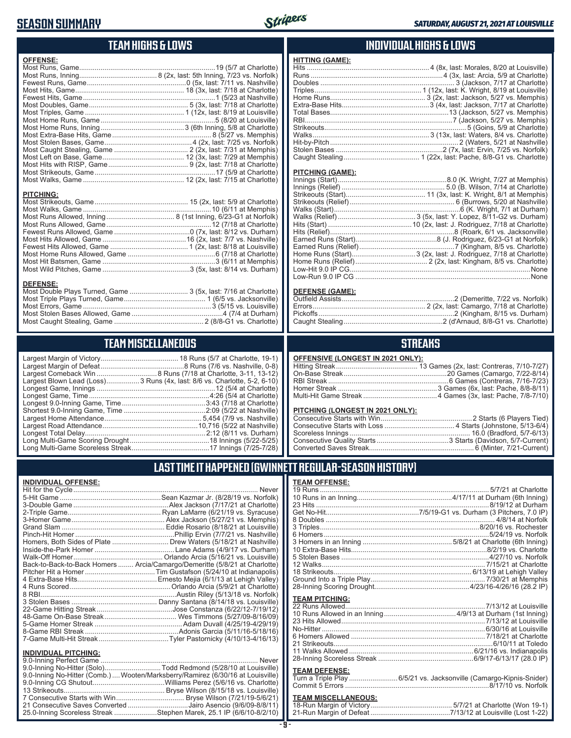# SEASON SUMMARY

*SATURDAY, AUGUST 21, 2021 AT LOUISVILLE*

## TEAM HIGHS & LOWS

**OFFENSE:**

| | |
|---|---|
| Most Runs, Game | 19 (5/7 at Charlotte) |
| Most Runs, Inning | 8 (2x, last: 5th Inning, 7/23 vs. Norfolk) |
| Fewest Runs, Game | 0 (5x, last: 7/11 vs. Nashville) |
| Most Hits, Game | 18 (3x, last: 7/18 at Charlotte) |
| Fewest Hits, Game | 1 (5/23 at Nashville) |
| Most Doubles, Game | 5 (3x, last: 7/18 at Charlotte) |
| Most Triples, Game | 1 (12x, last: 8/19 at Louisville) |
| Most Home Runs, Game | 5 (8/20 at Louisville) |
| Most Home Runs, Inning | 3 (6th Inning, 5/8 at Charlotte) |
| Most Extra-Base Hits, Game | 8 (5/27 vs. Memphis) |
| Most Stolen Bases, Game | 4 (2x, last: 7/25 vs. Norfolk) |
| Most Caught Stealing, Game | 2 (2x, last: 7/31 at Memphis) |
| Most Left on Base, Game | 12 (3x, last: 7/29 at Memphis) |
| Most Hits with RISP, Game | 9 (2x, last: 7/18 at Charlotte) |
| Most Strikeouts, Game | 17 (5/9 at Charlotte) |
| Most Walks, Game | 12 (2x, last: 7/15 at Charlotte) |

**PITCHING:**

| | |
|---|---|
| Most Strikeouts, Game | 15 (2x, last: 5/9 at Charlotte) |
| Most Walks, Game | 10 (6/11 at Memphis) |
| Most Runs Allowed, Inning | 8 (1st Inning, 6/23-G1 at Norfolk) |
| Most Runs Allowed, Game | 12 (7/18 at Charlotte) |
| Fewest Runs Allowed, Game | 0 (7x, last: 8/12 vs. Durham) |
| Most Hits Allowed, Game | 16 (2x, last: 7/7 vs. Nashville) |
| Fewest Hits Allowed, Game | 1 (2x, last: 8/18 at Louisville) |
| Most Home Runs Allowed, Game | 6 (7/18 at Charlotte) |
| Most Hit Batsmen, Game | 3 (6/11 at Memphis) |
| Most Wild Pitches, Game | 3 (5x, last: 8/14 vs. Durham) |

**DEFENSE:**

| | |
|---|---|
| Most Double Plays Turned, Game | 3 (5x, last: 7/16 at Charlotte) |
| Most Triple Plays Turned, Game | 1 (6/5 vs. Jacksonville) |
| Most Errors, Game | 3 (5/15 vs. Louisville) |
| Most Stolen Bases Allowed, Game | 4 (7/4 at Durham) |
| Most Caught Stealing, Game | 2 (8/8-G1 vs. Charlotte) |

## INDIVIDUAL HIGHS & LOWS

**HITTING (GAME):**

| | |
|---|---|
| Hits | 4 (8x, last: Morales, 8/20 at Louisville) |
| Runs | 4 (3x, last: Arcia, 5/9 at Charlotte) |
| Doubles | 3 (Jackson, 7/17 at Charlotte) |
| Triples | 1 (12x, last: K. Wright, 8/19 at Louisville) |
| Home Runs | 3 (2x, last: Jackson, 5/27 vs. Memphis) |
| Extra-Base Hits | 3 (4x, last: Jackson, 7/17 at Charlotte) |
| Total Bases | 13 (Jackson, 5/27 vs. Memphis) |
| RBI | 7 (Jackson, 5/27 vs. Memphis) |
| Strikeouts | 5 (Goins, 5/9 at Charlotte) |
| Walks | 3 (13x, last: Waters, 8/4 vs. Charlotte) |
| Hit-by-Pitch | 2 (Waters, 5/21 at Nashville) |
| Stolen Bases | 2 (7x, last: Ervin, 7/25 vs. Norfolk) |
| Caught Stealing | 1 (22x, last: Pache, 8/8-G1 vs. Charlotte) |

**PITCHING (GAME):**

| | |
|---|---|
| Innings (Start) | 8.0 (K. Wright, 7/27 at Memphis) |
| Innings (Relief) | 5.0 (B. Wilson, 7/14 at Charlotte) |
| Strikeouts (Start) | 11 (3x, last: K. Wright, 8/1 at Memphis) |
| Strikeouts (Relief) | 6 (Burrows, 5/20 at Nashville) |
| Walks (Start) | 6 (K. Wright, 7/1 at Durham) |
| Walks (Relief) | 3 (5x, last: Y. Lopez, 8/11-G2 vs. Durham) |
| Hits (Start) | 10 (2x, last: J. Rodriguez, 7/18 at Charlotte) |
| Hits (Relief) | 8 (Roark, 6/1 vs. Jacksonville) |
| Earned Runs (Start) | 8 (J. Rodriguez, 6/23-G1 at Norfolk) |
| Earned Runs (Relief) | 7 (Kingham, 8/5 vs. Charlotte) |
| Home Runs (Start) | 3 (2x, last: J. Rodriguez, 7/18 at Charlotte) |
| Home Runs (Relief) | 2 (2x, last: Kingham, 8/5 vs. Charlotte) |
| Low-Hit 9.0 IP CG | None |
| Low-Run 9.0 IP CG | None |

**DEFENSE (GAME):**

| | |
|---|---|
| Outfield Assists | 2 (Demeritte, 7/22 vs. Norfolk) |
| Errors | 2 (2x, last: Camargo, 7/18 at Charlotte) |
| Pickoffs | 2 (Kingham, 8/15 vs. Durham) |
| Caught Stealing | 2 (d'Arnaud, 8/8-G1 vs. Charlotte) |

## TEAM MISCELLANEOUS

| | |
|---|---|
| Largest Margin of Victory | 18 Runs (5/7 at Charlotte, 19-1) |
| Largest Margin of Defeat | 8 Runs (7/6 vs. Nashville, 0-8) |
| Largest Comeback Win | 8 Runs (7/18 at Charlotte, 3-11, 13-12) |
| Largest Blown Lead (Loss) | 3 Runs (4x, last: 8/6 vs. Charlotte, 5-2, 6-10) |
| Longest Game, Innings | 12 (5/4 at Charlotte) |
| Longest Game, Time | 4:26 (5/4 at Charlotte) |
| Longest 9.0-Inning Game, Time | 3:43 (7/18 at Charlotte) |
| Shortest 9.0-Inning Game, Time | 2:09 (5/22 at Nashville) |
| Largest Home Attendance | 5,454 (7/9 vs. Nashville) |
| Largest Road Attendance | 10,716 (5/22 at Nashville) |
| Longest Total Delay | 2:12 (8/11 vs. Durham) |
| Long Multi-Game Scoring Drought | 18 Innings (5/22-5/25) |
| Long Multi-Game Scoreless Streak | 17 Innings (7/25-7/28) |

## STREAKS

**OFFENSIVE (LONGEST IN 2021 ONLY):**

| | |
|---|---|
| Hitting Streak | 13 Games (2x, last: Contreras, 7/10-7/27) |
| On-Base Streak | 20 Games (Camargo, 7/22-8/14) |
| RBI Streak | 6 Games (Contreras, 7/16-7/23) |
| Homer Streak | 3 Games (6x, last: Pache, 8/8-8/11) |
| Multi-Hit Game Streak | 4 Games (3x, last: Pache, 7/8-7/10) |

**PITCHING (LONGEST IN 2021 ONLY):**

| | |
|---|---|
| Consecutive Starts with Win | 2 Starts (6 Players Tied) |
| Consecutive Starts with Loss | 4 Starts (Johnstone, 5/13-6/4) |
| Scoreless Innings | 16.0 (Bradford, 5/7-6/13) |
| Consecutive Quality Starts | 3 Starts (Davidson, 5/7-Current) |
| Converted Saves Streak | 6 (Minter, 7/21-Current) |

## LAST TIME IT HAPPENED (GWINNETT REGULAR-SEASON HISTORY)

**INDIVIDUAL OFFENSE:**

| | |
|---|---|
| Hit for the Cycle | Never |
| 5-Hit Game | Sean Kazmar Jr. (8/28/19 vs. Norfolk) |
| 3-Double Game | Alex Jackson (7/17/21 at Charlotte) |
| 2-Triple Game | Ryan LaMarre (6/21/19 vs. Syracuse) |
| 3-Homer Game | Alex Jackson (5/27/21 vs. Memphis) |
| Grand Slam | Eddie Rosario (8/18/21 at Louisville) |
| Pinch-Hit Homer | Phillip Ervin (7/7/21 vs. Nashville) |
| Homers, Both Sides of Plate | Drew Waters (5/18/21 at Nashville) |
| Inside-the-Park Homer | Lane Adams (4/9/17 vs. Durham) |
| Walk-Off Homer | Orlando Arcia (5/16/21 vs. Louisville) |
| Back-to-Back-to-Back Homers | Arcia/Camargo/Demeritte (5/8/21 at Charlotte) |
| Pitcher Hit a Homer | Tim Gustafson (5/24/10 at Indianapolis) |
| 4 Extra-Base Hits | Ernesto Mejia (6/1/13 at Lehigh Valley) |
| 4 Runs Scored | Orlando Arcia (5/9/21 at Charlotte) |
| 8 RBI | Austin Riley (5/13/18 vs. Norfolk) |
| 3 Stolen Bases | Danny Santana (8/14/18 vs. Louisville) |
| 22-Game Hitting Streak | Jose Constanza (6/22/12-7/19/12) |
| 48-Game On-Base Streak | Wes Timmons (5/27/09-8/16/09) |
| 5-Game Homer Streak | Adam Duvall (4/25/19-4/29/19) |
| 8-Game RBI Streak | Adonis Garcia (5/11/16-5/18/16) |
| 7-Game Multi-Hit Streak | Tyler Pastornicky (4/10/13-4/16/13) |

**INDIVIDUAL PITCHING:**

| | |
|---|---|
| 9.0-Inning Perfect Game | Never |
| 9.0-Inning No-Hitter (Solo) | Todd Redmond (5/28/10 at Louisville) |
| 9.0-Inning No-Hitter (Comb.) | Wooten/Marksberry/Ramirez (6/30/16 at Louisville) |
| 9.0-Inning CG Shutout | Williams Perez (5/6/16 vs. Charlotte) |
| 13 Strikeouts | Bryse Wilson (8/15/18 vs. Louisville) |
| 7 Consecutive Starts with Win | Bryse Wilson (7/21/19-5/6/21) |
| 21 Consecutive Saves Converted | Jairo Asencio (9/6/09-8/8/11) |
| 25.0-Inning Scoreless Streak | Stephen Marek, 25.1 IP (6/6/10-8/2/10) |

**TEAM OFFENSE:**

| | |
|---|---|
| 19 Runs | 5/7/21 at Charlotte |
| 10 Runs in an Inning | 4/17/11 at Durham (6th Inning) |
| 23 Hits | 8/19/12 at Durham |
| Get No-Hit | 7/5/19-G1 vs. Durham (3 Pitchers, 7.0 IP) |
| 8 Doubles | 4/8/14 at Norfolk |
| 3 Triples | 8/20/16 vs. Rochester |
| 6 Homers | 5/24/19 vs. Norfolk |
| 3 Homers in an Inning | 5/8/21 at Charlotte (6th Inning) |
| 10 Extra-Base Hits | 8/2/19 vs. Charlotte |
| 5 Stolen Bases | 4/27/10 vs. Norfolk |
| 12 Walks | 7/15/21 at Charlotte |
| 18 Strikeouts | 6/13/19 at Lehigh Valley |
| Ground Into a Triple Play | 7/30/21 at Memphis |
| 28-Inning Scoring Drought | 4/23/16-4/26/16 (28.2 IP) |

**TEAM PITCHING:**

| | |
|---|---|
| 22 Runs Allowed | 7/13/12 at Louisville |
| 10 Runs Allowed in an Inning | 4/9/13 at Durham (1st Inning) |
| 23 Hits Allowed | 7/13/12 at Louisville |
| No-Hitter | 6/30/16 at Louisville |
| 6 Homers Allowed | 7/18/21 at Charlotte |
| 21 Strikeouts | 6/10/11 at Toledo |
| 11 Walks Allowed | 6/21/16 vs. Indianapolis |
| 28-Inning Scoreless Streak | 6/9/17-6/13/17 (28.0 IP) |

**TEAM DEFENSE:**

| | |
|---|---|
| Turn a Triple Play | 6/5/21 vs. Jacksonville (Camargo-Kipnis-Snider) |
| Commit 5 Errors | 8/17/10 vs. Norfolk |

**TEAM MISCELLANEOUS:**

| | |
|---|---|
| 18-Run Margin of Victory | 5/7/21 at Charlotte (Won 19-1) |
| 21-Run Margin of Defeat | 7/13/12 at Louisville (Lost 1-22) |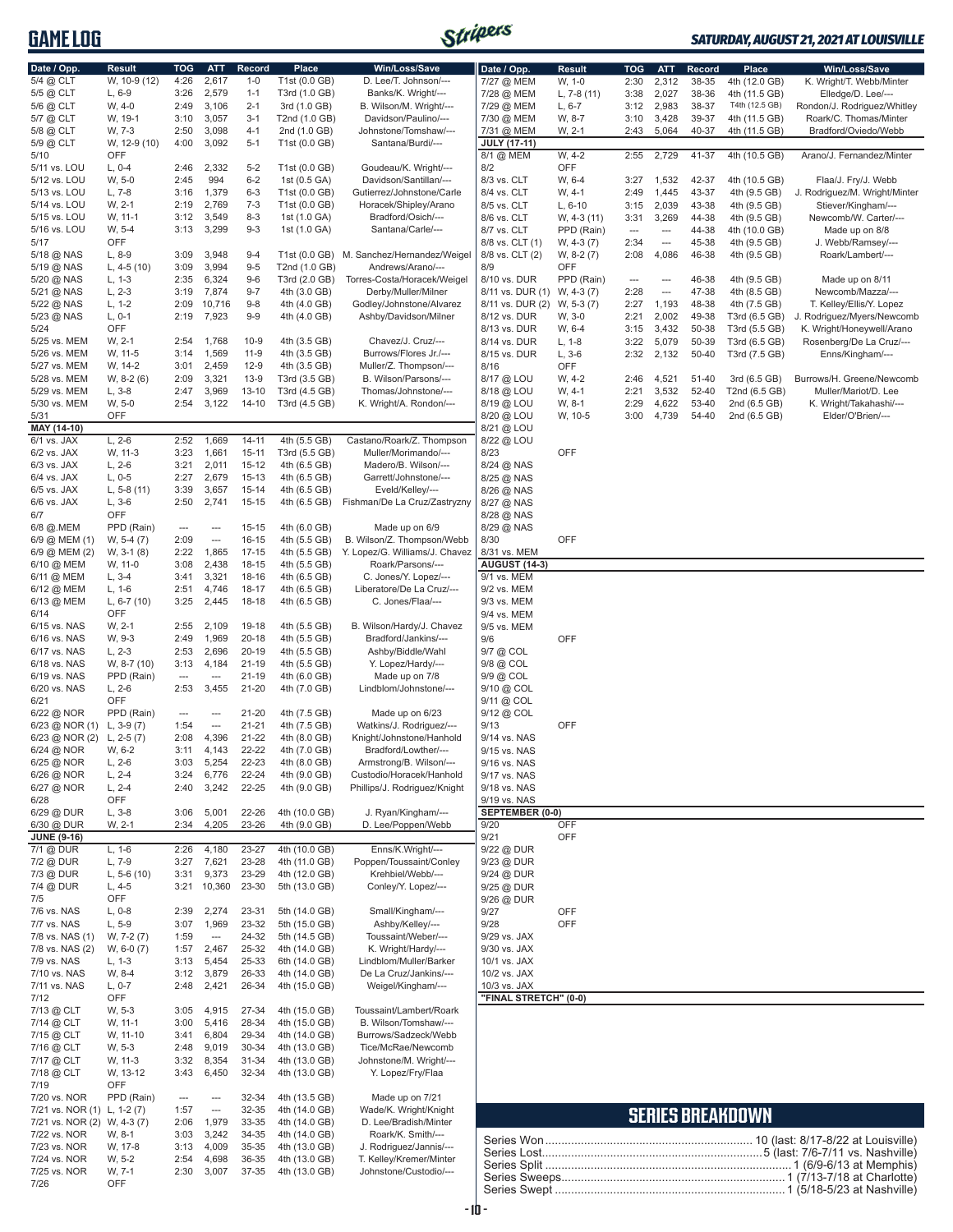# GAME LOG

**SATURDAY, AUGUST 21, 2021 AT LOUISVILLE**

| Date / Opp. | Result | TOG | ATT | Record | Place | Win/Loss/Save |
|---|---|---|---|---|---|---|
| 5/4 @ CLT | W, 10-9 (12) | 4:26 | 2,617 | 1-0 | T1st (0.0 GB) | D. Lee/T. Johnson/--- |
| 5/5 @ CLT | L, 6-9 | 3:26 | 2,579 | 1-1 | T3rd (1.0 GB) | Banks/K. Wright/--- |
| 5/6 @ CLT | W, 4-0 | 2:49 | 3,106 | 2-1 | 3rd (1.0 GB) | B. Wilson/M. Wright/--- |
| 5/7 @ CLT | W, 19-1 | 3:10 | 3,057 | 3-1 | T2nd (1.0 GB) | Davidson/Paulino/--- |
| 5/8 @ CLT | W, 7-3 | 2:50 | 3,098 | 4-1 | 2nd (1.0 GB) | Johnstone/Tomshaw/--- |
| 5/9 @ CLT | W, 12-9 (10) | 4:00 | 3,092 | 5-1 | T1st (0.0 GB) | Santana/Burdi/--- |
| 5/10 | OFF | | | | | |
| 5/11 vs. LOU | L, 0-4 | 2:46 | 2,332 | 5-2 | T1st (0.0 GB) | Goudeau/K. Wright/--- |
| 5/12 vs. LOU | W, 5-0 | 2:45 | 994 | 6-2 | 1st (0.5 GA) | Davidson/Santillan/--- |
| 5/13 vs. LOU | L, 7-8 | 3:16 | 1,379 | 6-3 | T1st (0.0 GB) | Gutierrez/Johnstone/Carle |
| 5/14 vs. LOU | W, 2-1 | 2:19 | 2,769 | 7-3 | T1st (0.0 GB) | Horacek/Shipley/Arano |
| 5/15 vs. LOU | W, 11-1 | 3:12 | 3,549 | 8-3 | 1st (1.0 GA) | Bradford/Osich/--- |
| 5/16 vs. LOU | W, 5-4 | 3:13 | 3,299 | 9-3 | 1st (1.0 GA) | Santana/Carle/--- |
| 5/17 | OFF | | | | | |
| 5/18 @ NAS | L, 8-9 | 3:09 | 3,948 | 9-4 | T1st (0.0 GB) | M. Sanchez/Hernandez/Weigel |
| 5/19 @ NAS | L, 4-5 (10) | 3:09 | 3,994 | 9-5 | T2nd (1.0 GB) | Andrews/Arano/--- |
| 5/20 @ NAS | L, 1-3 | 2:35 | 6,324 | 9-6 | T3rd (2.0 GB) | Torres-Costa/Horacek/Weigel |
| 5/21 @ NAS | L, 2-3 | 3:19 | 7,874 | 9-7 | 4th (3.0 GB) | Derby/Muller/Milner |
| 5/22 @ NAS | L, 1-2 | 2:09 | 10,716 | 9-8 | 4th (4.0 GB) | Godley/Johnstone/Alvarez |
| 5/23 @ NAS | L, 0-1 | 2:19 | 7,923 | 9-9 | 4th (4.0 GB) | Ashby/Davidson/Milner |
| 5/24 | OFF | | | | | |
| 5/25 vs. MEM | W, 2-1 | 2:54 | 1,768 | 10-9 | 4th (3.5 GB) | Chavez/J. Cruz/--- |
| 5/26 vs. MEM | W, 11-5 | 3:14 | 1,569 | 11-9 | 4th (3.5 GB) | Burrows/Flores Jr./--- |
| 5/27 vs. MEM | W, 14-2 | 3:01 | 2,459 | 12-9 | 4th (3.5 GB) | Muller/Z. Thompson/--- |
| 5/28 vs. MEM | W, 8-2 (6) | 2:09 | 3,321 | 13-9 | T3rd (3.5 GB) | B. Wilson/Parsons/--- |
| 5/29 vs. MEM | L, 3-8 | 2:47 | 3,969 | 13-10 | T3rd (4.5 GB) | Thomas/Johnstone/--- |
| 5/30 vs. MEM | W, 5-0 | 2:54 | 3,122 | 14-10 | T3rd (4.5 GB) | K. Wright/A. Rondon/--- |
| 5/31 | OFF | | | | | |
| **MAY (14-10)** | | | | | | |
| 6/1 vs. JAX | L, 2-6 | 2:52 | 1,669 | 14-11 | 4th (5.5 GB) | Castano/Roark/Z. Thompson |
| 6/2 vs. JAX | W, 11-3 | 3:23 | 1,661 | 15-11 | T3rd (5.5 GB) | Muller/Morimando/--- |
| 6/3 vs. JAX | L, 2-6 | 3:21 | 2,011 | 15-12 | 4th (6.5 GB) | Madero/B. Wilson/--- |
| 6/4 vs. JAX | L, 0-5 | 2:27 | 2,679 | 15-13 | 4th (6.5 GB) | Garrett/Johnstone/--- |
| 6/5 vs. JAX | L, 5-8 (11) | 3:39 | 3,657 | 15-14 | 4th (6.5 GB) | Eveld/Kelley/--- |
| 6/6 vs. JAX | L, 3-6 | 2:50 | 2,741 | 15-15 | 4th (6.5 GB) | Fishman/De La Cruz/Zastryzny |
| 6/7 | OFF | | | | | |
| 6/8 @ MEM | PPD (Rain) | --- | --- | 15-15 | 4th (6.0 GB) | Made up on 6/9 |
| 6/9 @ MEM (1) | W, 5-4 (7) | 2:09 | --- | 16-15 | 4th (5.5 GB) | B. Wilson/Z. Thompson/Webb |
| 6/9 @ MEM (2) | W, 3-1 (8) | 2:22 | 1,865 | 17-15 | 4th (5.5 GB) | Y. Lopez/G. Williams/J. Chavez |
| 6/10 @ MEM | W, 11-0 | 3:08 | 2,438 | 18-15 | 4th (5.5 GB) | Roark/Parsons/--- |
| 6/11 @ MEM | L, 3-4 | 3:41 | 3,321 | 18-16 | 4th (6.5 GB) | C. Jones/Y. Lopez/--- |
| 6/12 @ MEM | L, 1-6 | 2:51 | 4,746 | 18-17 | 4th (6.5 GB) | Liberatore/De La Cruz/--- |
| 6/13 @ MEM | L, 6-7 (10) | 3:25 | 2,445 | 18-18 | 4th (6.5 GB) | C. Jones/Flaa/--- |
| 6/14 | OFF | | | | | |
| 6/15 vs. NAS | W, 2-1 | 2:55 | 2,109 | 19-18 | 4th (5.5 GB) | B. Wilson/Hardy/J. Chavez |
| 6/16 vs. NAS | W, 9-3 | 2:49 | 1,969 | 20-18 | 4th (5.5 GB) | Bradford/Jankins/--- |
| 6/17 vs. NAS | L, 2-3 | 2:53 | 2,696 | 20-19 | 4th (5.5 GB) | Ashby/Biddle/Wahl |
| 6/18 vs. NAS | W, 8-7 (10) | 3:13 | 4,184 | 21-19 | 4th (5.5 GB) | Y. Lopez/Hardy/--- |
| 6/19 vs. NAS | PPD (Rain) | --- | --- | 21-19 | 4th (6.0 GB) | Made up on 7/8 |
| 6/20 vs. NAS | L, 2-6 | 2:53 | 3,455 | 21-20 | 4th (7.0 GB) | Lindblom/Johnstone/--- |
| 6/21 | OFF | | | | | |
| 6/22 @ NOR | PPD (Rain) | --- | --- | 21-20 | 4th (7.5 GB) | Made up on 6/23 |
| 6/23 @ NOR (1) | L, 3-9 (7) | 1:54 | --- | 21-21 | 4th (7.5 GB) | Watkins/J. Rodriguez/--- |
| 6/23 @ NOR (2) | L, 2-5 (7) | 2:08 | 4,396 | 21-22 | 4th (8.0 GB) | Knight/Johnstone/Hanhold |
| 6/24 @ NOR | W, 6-2 | 3:11 | 4,143 | 22-22 | 4th (7.0 GB) | Bradford/Lowther/--- |
| 6/25 @ NOR | L, 2-6 | 3:03 | 5,254 | 22-23 | 4th (8.0 GB) | Armstrong/B. Wilson/--- |
| 6/26 @ NOR | L, 2-4 | 3:24 | 6,776 | 22-24 | 4th (9.0 GB) | Custodio/Horacek/Hanhold |
| 6/27 @ NOR | L, 2-4 | 2:40 | 3,242 | 22-25 | 4th (9.0 GB) | Phillips/J. Rodriguez/Knight |
| 6/28 | OFF | | | | | |
| 6/29 @ DUR | L, 3-8 | 3:06 | 5,001 | 22-26 | 4th (10.0 GB) | J. Ryan/Kingham/--- |
| 6/30 @ DUR | W, 2-1 | 2:34 | 4,205 | 23-26 | 4th (9.0 GB) | D. Lee/Poppen/Webb |
| **JUNE (9-16)** | | | | | | |
| 7/1 @ DUR | L, 1-6 | 2:26 | 4,180 | 23-27 | 4th (10.0 GB) | Enns/K.Wright/--- |
| 7/2 @ DUR | L, 7-9 | 3:27 | 7,621 | 23-28 | 4th (11.0 GB) | Poppen/Toussaint/Conley |
| 7/3 @ DUR | L, 5-6 (10) | 3:31 | 9,373 | 23-29 | 4th (12.0 GB) | Krehbiel/Webb/--- |
| 7/4 @ DUR | L, 4-5 | 3:21 | 10,360 | 23-30 | 5th (13.0 GB) | Conley/Y. Lopez/--- |
| 7/5 | OFF | | | | | |
| 7/6 vs. NAS | L, 0-8 | 2:39 | 2,274 | 23-31 | 5th (14.0 GB) | Small/Kingham/--- |
| 7/7 vs. NAS | L, 5-9 | 3:07 | 1,969 | 23-32 | 5th (15.0 GB) | Ashby/Kelley/--- |
| 7/8 vs. NAS (1) | W, 7-2 (7) | 1:59 | --- | 24-32 | 5th (14.5 GB) | Toussaint/Weber/--- |
| 7/8 vs. NAS (2) | W, 6-0 (7) | 1:57 | 2,467 | 25-32 | 4th (14.0 GB) | K. Wright/Hardy/--- |
| 7/9 vs. NAS | L, 1-3 | 3:13 | 5,454 | 25-33 | 6th (14.0 GB) | Lindblom/Muller/Barker |
| 7/10 vs. NAS | W, 8-4 | 3:12 | 3,879 | 26-33 | 4th (14.0 GB) | De La Cruz/Jankins/--- |
| 7/11 vs. NAS | L, 0-7 | 2:48 | 2,421 | 26-34 | 4th (15.0 GB) | Weigel/Kingham/--- |
| 7/12 | OFF | | | | | |
| 7/13 @ CLT | W, 5-3 | 3:05 | 4,915 | 27-34 | 4th (15.0 GB) | Toussaint/Lambert/Roark |
| 7/14 @ CLT | W, 11-1 | 3:00 | 5,416 | 28-34 | 4th (15.0 GB) | B. Wilson/Tomshaw/--- |
| 7/15 @ CLT | W, 11-10 | 3:41 | 6,804 | 29-34 | 4th (14.0 GB) | Burrows/Sadzeck/Webb |
| 7/16 @ CLT | W, 5-3 | 2:48 | 9,019 | 30-34 | 4th (13.0 GB) | Tice/McRae/Newcomb |
| 7/17 @ CLT | W, 11-3 | 3:32 | 8,354 | 31-34 | 4th (13.0 GB) | Johnstone/M. Wright/--- |
| 7/18 @ CLT | W, 13-12 | 3:43 | 6,450 | 32-34 | 4th (13.0 GB) | Y. Lopez/Fry/Flaa |
| 7/19 | OFF | | | | | |
| 7/20 vs. NOR | PPD (Rain) | --- | --- | 32-34 | 4th (13.5 GB) | Made up on 7/21 |
| 7/21 vs. NOR (1) | L, 1-2 (7) | 1:57 | --- | 32-35 | 4th (14.0 GB) | Wade/K. Wright/Knight |
| 7/21 vs. NOR (2) | W, 4-3 (7) | 2:06 | 1,979 | 33-35 | 4th (14.0 GB) | D. Lee/Bradish/Minter |
| 7/22 vs. NOR | W, 8-1 | 3:03 | 3,242 | 34-35 | 4th (14.0 GB) | Roark/K. Smith/--- |
| 7/23 vs. NOR | W, 17-8 | 3:13 | 4,009 | 35-35 | 4th (13.0 GB) | J. Rodriguez/Jannis/--- |
| 7/24 vs. NOR | W, 5-2 | 2:54 | 4,698 | 36-35 | 4th (13.0 GB) | T. Kelley/Kremer/Minter |
| 7/25 vs. NOR | W, 7-1 | 2:30 | 3,007 | 37-35 | 4th (13.0 GB) | Johnstone/Custodio/--- |
| 7/26 | OFF | | | | | |
| 7/27 @ MEM | W, 1-0 | 2:30 | 2,312 | 38-35 | 4th (12.0 GB) | K. Wright/T. Webb/Minter |
| 7/28 @ MEM | L, 7-8 (11) | 3:38 | 2,027 | 38-36 | 4th (11.5 GB) | Elledge/D. Lee/--- |
| 7/29 @ MEM | L, 6-7 | 3:12 | 2,983 | 38-37 | T4th (12.5 GB) | Rondon/J. Rodriguez/Whitley |
| 7/30 @ MEM | W, 8-7 | 3:10 | 3,428 | 39-37 | 4th (11.5 GB) | Roark/C. Thomas/Minter |
| 7/31 @ MEM | W, 2-1 | 2:43 | 5,064 | 40-37 | 4th (11.5 GB) | Bradford/Oviedo/Webb |
| **JULY (17-11)** | | | | | | |
| 8/1 @ MEM | W, 4-2 | 2:55 | 2,729 | 41-37 | 4th (10.5 GB) | Arano/J. Fernandez/Minter |
| 8/2 | OFF | | | | | |
| 8/3 vs. CLT | W, 6-4 | 3:27 | 1,532 | 42-37 | 4th (10.5 GB) | Flaa/J. Fry/J. Webb |
| 8/4 vs. CLT | W, 4-1 | 2:49 | 1,445 | 43-37 | 4th (9.5 GB) | J. Rodriguez/M. Wright/Minter |
| 8/5 vs. CLT | L, 6-10 | 3:15 | 2,039 | 43-38 | 4th (9.5 GB) | Stiever/Kingham/--- |
| 8/6 vs. CLT | W, 4-3 (11) | 3:31 | 3,269 | 44-38 | 4th (9.5 GB) | Newcomb/W. Carter/--- |
| 8/7 vs. CLT | PPD (Rain) | --- | --- | 44-38 | 4th (10.0 GB) | Made up on 8/8 |
| 8/8 vs. CLT (1) | W, 4-3 (7) | 2:34 | --- | 45-38 | 4th (9.5 GB) | J. Webb/Ramsey/--- |
| 8/8 vs. CLT (2) | W, 8-2 (7) | 2:08 | 4,086 | 46-38 | 4th (9.5 GB) | Roark/Lambert/--- |
| 8/9 | OFF | | | | | |
| 8/10 vs. DUR | PPD (Rain) | --- | --- | 46-38 | 4th (9.5 GB) | Made up on 8/11 |
| 8/11 vs. DUR (1) | W, 4-3 (7) | 2:28 | --- | 47-38 | 4th (8.5 GB) | Newcomb/Mazza/--- |
| 8/11 vs. DUR (2) | W, 5-3 (7) | 2:27 | 1,193 | 48-38 | 4th (7.5 GB) | T. Kelley/Ellis/Y. Lopez |
| 8/12 vs. DUR | W, 3-0 | 2:21 | 2,002 | 49-38 | T3rd (6.5 GB) | J. Rodriguez/Myers/Newcomb |
| 8/13 vs. DUR | W, 6-4 | 3:15 | 3,432 | 50-38 | T3rd (5.5 GB) | K. Wright/Honeywell/Arano |
| 8/14 vs. DUR | L, 1-8 | 3:22 | 5,079 | 50-39 | T3rd (6.5 GB) | Rosenberg/De La Cruz/--- |
| 8/15 vs. DUR | L, 3-6 | 2:32 | 2,132 | 50-40 | T3rd (7.5 GB) | Enns/Kingham/--- |
| 8/16 | OFF | | | | | |
| 8/17 @ LOU | W, 4-2 | 2:46 | 4,521 | 51-40 | 3rd (6.5 GB) | Burrows/H. Greene/Newcomb |
| 8/18 @ LOU | W, 4-1 | 2:21 | 3,532 | 52-40 | T2nd (6.5 GB) | Muller/Mariot/D. Lee |
| 8/19 @ LOU | W, 8-1 | 2:29 | 4,622 | 53-40 | 2nd (6.5 GB) | K. Wright/Takahashi/--- |
| 8/20 @ LOU | W, 10-5 | 3:00 | 4,739 | 54-40 | 2nd (6.5 GB) | Elder/O'Brien/--- |
| 8/21 @ LOU | | | | | | |
| 8/22 @ LOU | | | | | | |
| 8/23 | OFF | | | | | |
| 8/24 @ NAS | | | | | | |
| 8/25 @ NAS | | | | | | |
| 8/26 @ NAS | | | | | | |
| 8/27 @ NAS | | | | | | |
| 8/28 @ NAS | | | | | | |
| 8/29 @ NAS | | | | | | |
| 8/30 | OFF | | | | | |
| 8/31 vs. MEM | | | | | | |
| **AUGUST (14-3)** | | | | | | |
| 9/1 vs. MEM | | | | | | |
| 9/2 vs. MEM | | | | | | |
| 9/3 vs. MEM | | | | | | |
| 9/4 vs. MEM | | | | | | |
| 9/5 vs. MEM | | | | | | |
| 9/6 | OFF | | | | | |
| 9/7 @ COL | | | | | | |
| 9/8 @ COL | | | | | | |
| 9/9 @ COL | | | | | | |
| 9/10 @ COL | | | | | | |
| 9/11 @ COL | | | | | | |
| 9/12 @ COL | | | | | | |
| 9/13 | OFF | | | | | |
| 9/14 vs. NAS | | | | | | |
| 9/15 vs. NAS | | | | | | |
| 9/16 vs. NAS | | | | | | |
| 9/17 vs. NAS | | | | | | |
| 9/18 vs. NAS | | | | | | |
| 9/19 vs. NAS | | | | | | |
| **SEPTEMBER (0-0)** | | | | | | |
| 9/20 | OFF | | | | | |
| 9/21 | OFF | | | | | |
| 9/22 @ DUR | | | | | | |
| 9/23 @ DUR | | | | | | |
| 9/24 @ DUR | | | | | | |
| 9/25 @ DUR | | | | | | |
| 9/26 @ DUR | | | | | | |
| 9/27 | OFF | | | | | |
| 9/28 | OFF | | | | | |
| 9/29 vs. JAX | | | | | | |
| 9/30 vs. JAX | | | | | | |
| 10/1 vs. JAX | | | | | | |
| 10/2 vs. JAX | | | | | | |
| 10/3 vs. JAX | | | | | | |
| **"FINAL STRETCH" (0-0)** | | | | | | |

## SERIES BREAKDOWN

| | | |
|---|---|---|
| Series Won | 10 | (last: 8/17-8/22 at Louisville) |
| Series Lost | 5 | (last: 7/6-7/11 vs. Nashville) |
| Series Split | 1 | (6/9-6/13 at Memphis) |
| Series Sweeps | 1 | (7/13-7/18 at Charlotte) |
| Series Swept | 1 | (5/18-5/23 at Nashville) |